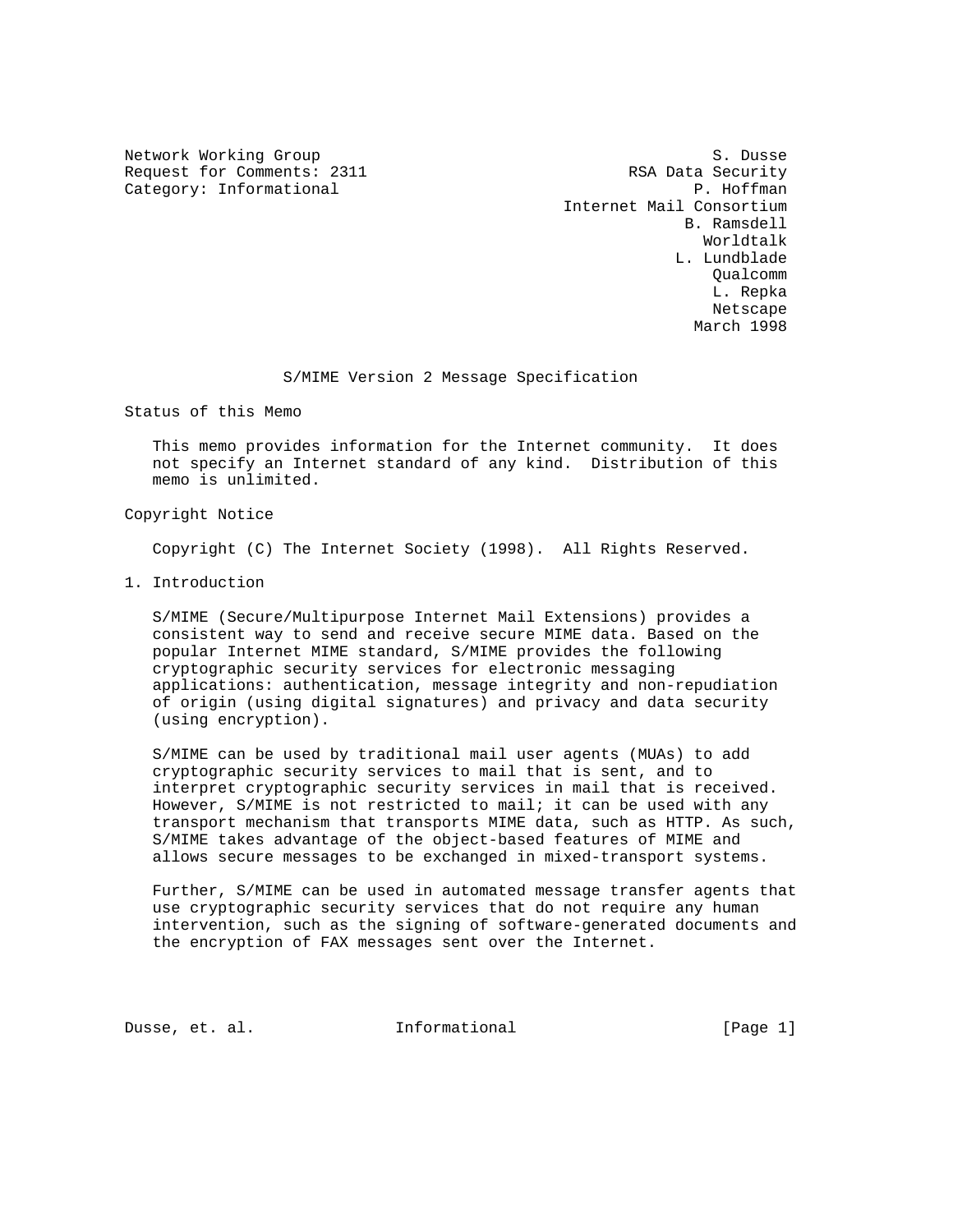Network Working Group S. Dusse
Request for Comments: 2311 RSA Data Security
Category: Informational P. Hoffman
Internet Mail Consortium
B. Ramsdell
Worldtalk
L. Lundblade
Qualcomm
L. Repka
Netscape
March 1998

# S/MIME Version 2 Message Specification

## Status of this Memo

This memo provides information for the Internet community. It does not specify an Internet standard of any kind. Distribution of this memo is unlimited.

## Copyright Notice

Copyright (C) The Internet Society (1998). All Rights Reserved.

## 1. Introduction

S/MIME (Secure/Multipurpose Internet Mail Extensions) provides a consistent way to send and receive secure MIME data. Based on the popular Internet MIME standard, S/MIME provides the following cryptographic security services for electronic messaging applications: authentication, message integrity and non-repudiation of origin (using digital signatures) and privacy and data security (using encryption).

S/MIME can be used by traditional mail user agents (MUAs) to add cryptographic security services to mail that is sent, and to interpret cryptographic security services in mail that is received. However, S/MIME is not restricted to mail; it can be used with any transport mechanism that transports MIME data, such as HTTP. As such, S/MIME takes advantage of the object-based features of MIME and allows secure messages to be exchanged in mixed-transport systems.

Further, S/MIME can be used in automated message transfer agents that use cryptographic security services that do not require any human intervention, such as the signing of software-generated documents and the encryption of FAX messages sent over the Internet.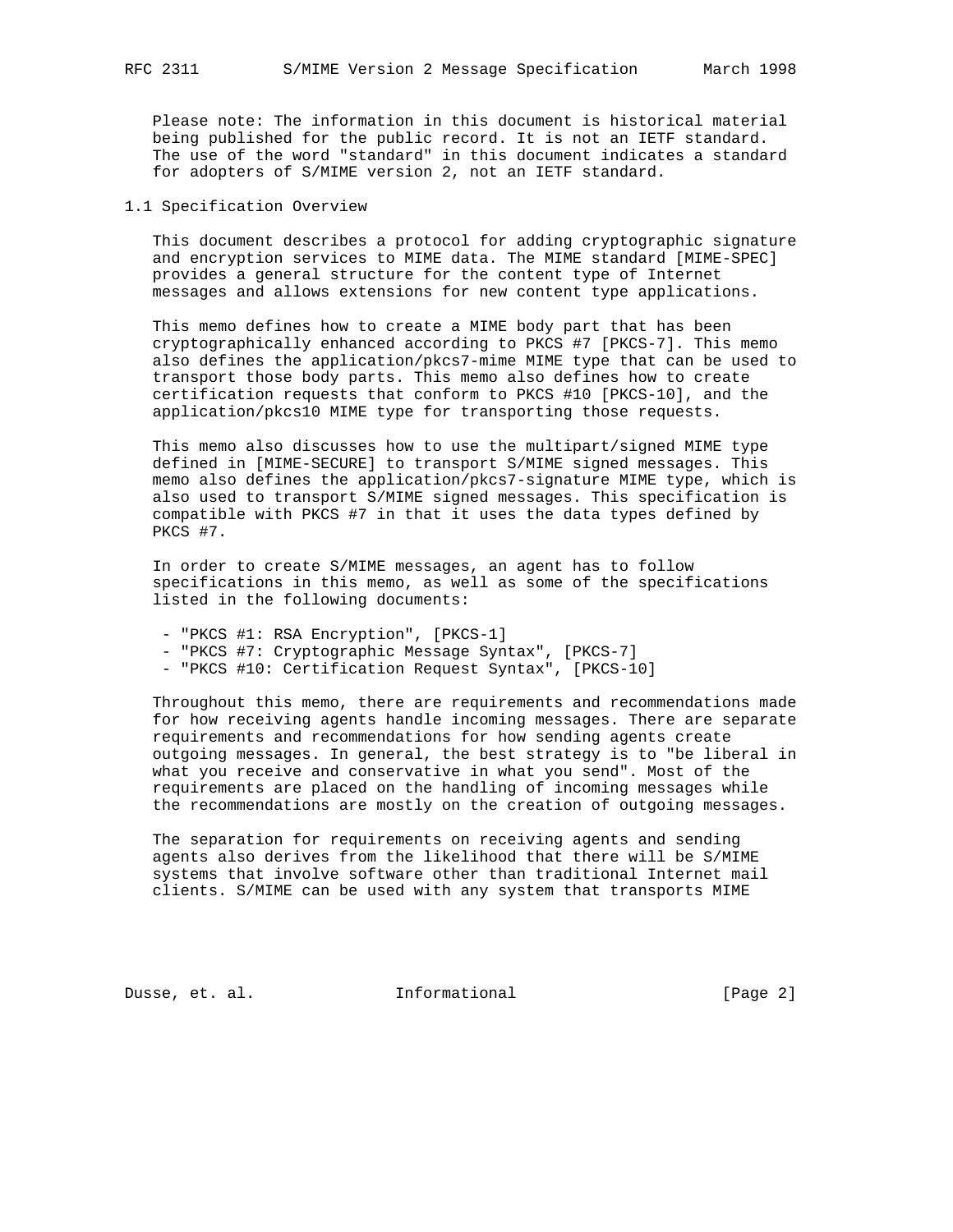Please note: The information in this document is historical material being published for the public record. It is not an IETF standard. The use of the word "standard" in this document indicates a standard for adopters of S/MIME version 2, not an IETF standard.

## 1.1 Specification Overview

This document describes a protocol for adding cryptographic signature and encryption services to MIME data. The MIME standard [MIME-SPEC] provides a general structure for the content type of Internet messages and allows extensions for new content type applications.

This memo defines how to create a MIME body part that has been cryptographically enhanced according to PKCS #7 [PKCS-7]. This memo also defines the application/pkcs7-mime MIME type that can be used to transport those body parts. This memo also defines how to create certification requests that conform to PKCS #10 [PKCS-10], and the application/pkcs10 MIME type for transporting those requests.

This memo also discusses how to use the multipart/signed MIME type defined in [MIME-SECURE] to transport S/MIME signed messages. This memo also defines the application/pkcs7-signature MIME type, which is also used to transport S/MIME signed messages. This specification is compatible with PKCS #7 in that it uses the data types defined by PKCS #7.

In order to create S/MIME messages, an agent has to follow specifications in this memo, as well as some of the specifications listed in the following documents:

- "PKCS #1: RSA Encryption", [PKCS-1]
- "PKCS #7: Cryptographic Message Syntax", [PKCS-7]
- "PKCS #10: Certification Request Syntax", [PKCS-10]

Throughout this memo, there are requirements and recommendations made for how receiving agents handle incoming messages. There are separate requirements and recommendations for how sending agents create outgoing messages. In general, the best strategy is to "be liberal in what you receive and conservative in what you send". Most of the requirements are placed on the handling of incoming messages while the recommendations are mostly on the creation of outgoing messages.

The separation for requirements on receiving agents and sending agents also derives from the likelihood that there will be S/MIME systems that involve software other than traditional Internet mail clients. S/MIME can be used with any system that transports MIME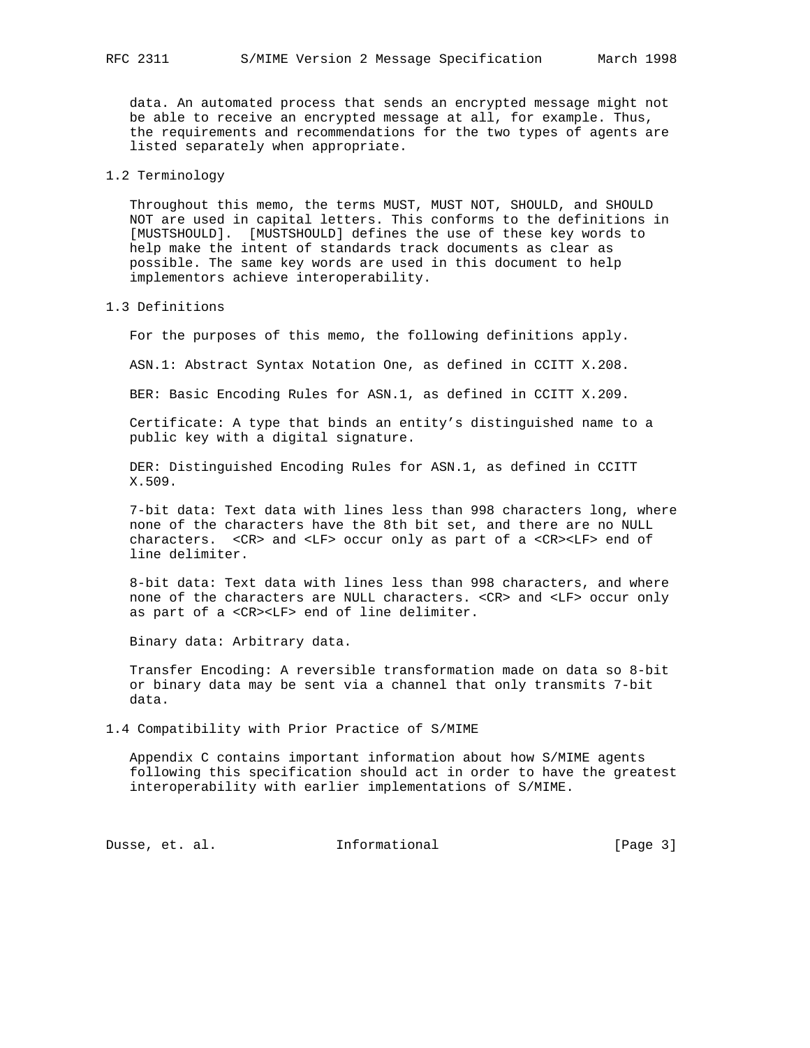data. An automated process that sends an encrypted message might not be able to receive an encrypted message at all, for example. Thus, the requirements and recommendations for the two types of agents are listed separately when appropriate.

## 1.2 Terminology

Throughout this memo, the terms MUST, MUST NOT, SHOULD, and SHOULD NOT are used in capital letters. This conforms to the definitions in [MUSTSHOULD]. [MUSTSHOULD] defines the use of these key words to help make the intent of standards track documents as clear as possible. The same key words are used in this document to help implementors achieve interoperability.

## 1.3 Definitions

For the purposes of this memo, the following definitions apply.

ASN.1: Abstract Syntax Notation One, as defined in CCITT X.208.

BER: Basic Encoding Rules for ASN.1, as defined in CCITT X.209.

Certificate: A type that binds an entity’s distinguished name to a public key with a digital signature.

DER: Distinguished Encoding Rules for ASN.1, as defined in CCITT X.509.

7-bit data: Text data with lines less than 998 characters long, where none of the characters have the 8th bit set, and there are no NULL characters. <CR> and <LF> occur only as part of a <CR><LF> end of line delimiter.

8-bit data: Text data with lines less than 998 characters, and where none of the characters are NULL characters. <CR> and <LF> occur only as part of a <CR><LF> end of line delimiter.

Binary data: Arbitrary data.

Transfer Encoding: A reversible transformation made on data so 8-bit or binary data may be sent via a channel that only transmits 7-bit data.

## 1.4 Compatibility with Prior Practice of S/MIME

Appendix C contains important information about how S/MIME agents following this specification should act in order to have the greatest interoperability with earlier implementations of S/MIME.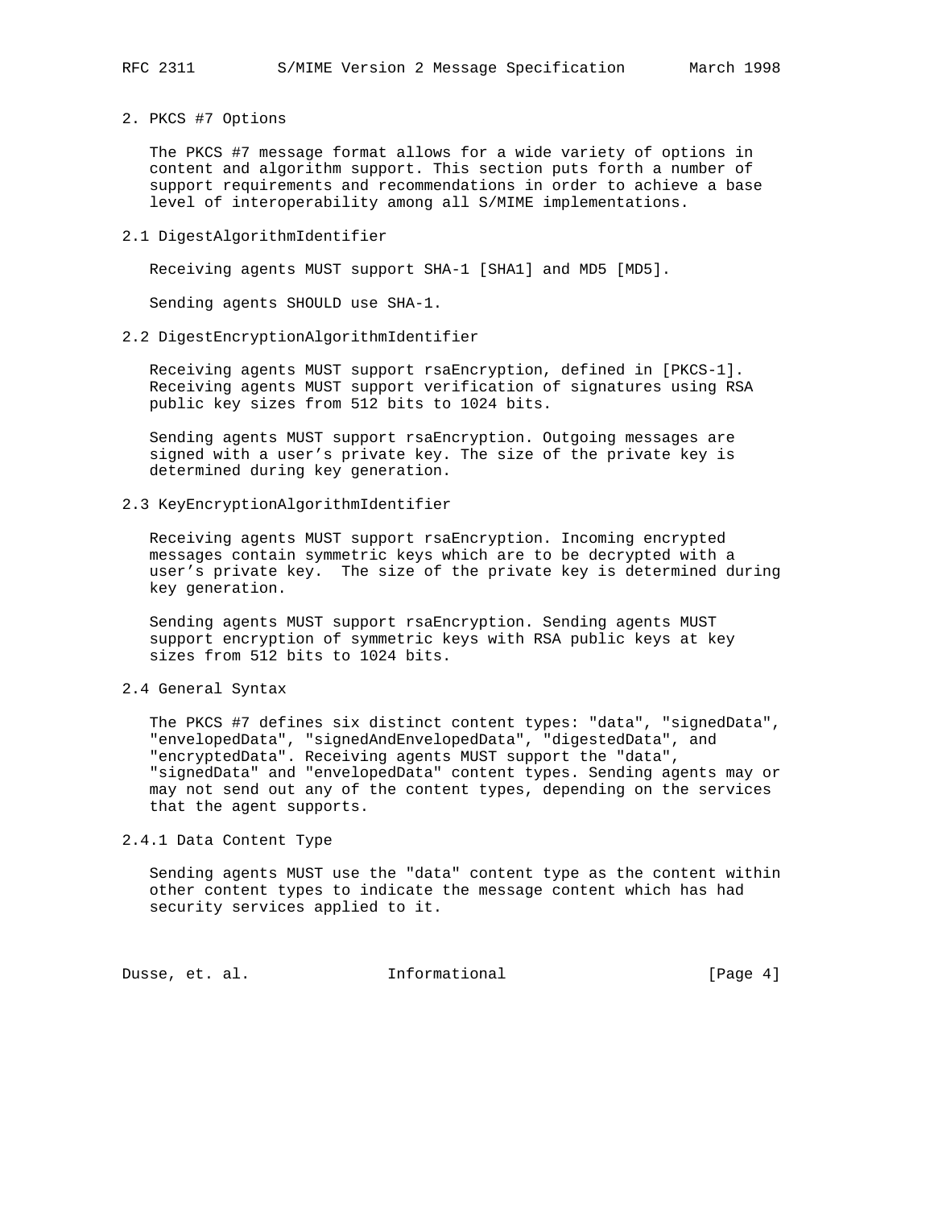## 2. PKCS #7 Options

The PKCS #7 message format allows for a wide variety of options in content and algorithm support. This section puts forth a number of support requirements and recommendations in order to achieve a base level of interoperability among all S/MIME implementations.

### 2.1 DigestAlgorithmIdentifier

Receiving agents MUST support SHA-1 [SHA1] and MD5 [MD5].

Sending agents SHOULD use SHA-1.

### 2.2 DigestEncryptionAlgorithmIdentifier

Receiving agents MUST support rsaEncryption, defined in [PKCS-1]. Receiving agents MUST support verification of signatures using RSA public key sizes from 512 bits to 1024 bits.

Sending agents MUST support rsaEncryption. Outgoing messages are signed with a user's private key. The size of the private key is determined during key generation.

### 2.3 KeyEncryptionAlgorithmIdentifier

Receiving agents MUST support rsaEncryption. Incoming encrypted messages contain symmetric keys which are to be decrypted with a user's private key. The size of the private key is determined during key generation.

Sending agents MUST support rsaEncryption. Sending agents MUST support encryption of symmetric keys with RSA public keys at key sizes from 512 bits to 1024 bits.

### 2.4 General Syntax

The PKCS #7 defines six distinct content types: "data", "signedData", "envelopedData", "signedAndEnvelopedData", "digestedData", and "encryptedData". Receiving agents MUST support the "data", "signedData" and "envelopedData" content types. Sending agents may or may not send out any of the content types, depending on the services that the agent supports.

#### 2.4.1 Data Content Type

Sending agents MUST use the "data" content type as the content within other content types to indicate the message content which has had security services applied to it.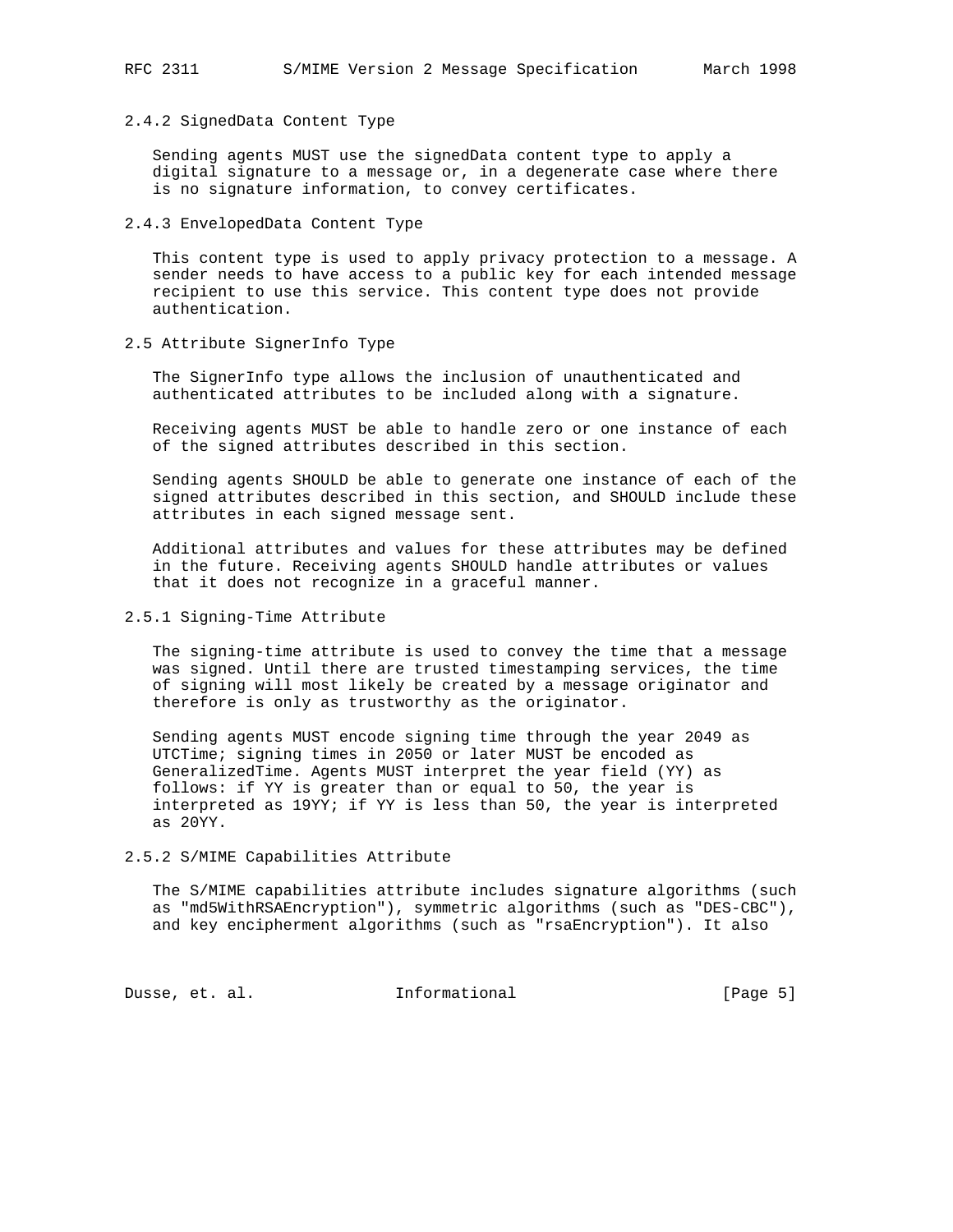### 2.4.2 SignedData Content Type

Sending agents MUST use the signedData content type to apply a digital signature to a message or, in a degenerate case where there is no signature information, to convey certificates.

### 2.4.3 EnvelopedData Content Type

This content type is used to apply privacy protection to a message. A sender needs to have access to a public key for each intended message recipient to use this service. This content type does not provide authentication.

## 2.5 Attribute SignerInfo Type

The SignerInfo type allows the inclusion of unauthenticated and authenticated attributes to be included along with a signature.

Receiving agents MUST be able to handle zero or one instance of each of the signed attributes described in this section.

Sending agents SHOULD be able to generate one instance of each of the signed attributes described in this section, and SHOULD include these attributes in each signed message sent.

Additional attributes and values for these attributes may be defined in the future. Receiving agents SHOULD handle attributes or values that it does not recognize in a graceful manner.

### 2.5.1 Signing-Time Attribute

The signing-time attribute is used to convey the time that a message was signed. Until there are trusted timestamping services, the time of signing will most likely be created by a message originator and therefore is only as trustworthy as the originator.

Sending agents MUST encode signing time through the year 2049 as UTCTime; signing times in 2050 or later MUST be encoded as GeneralizedTime. Agents MUST interpret the year field (YY) as follows: if YY is greater than or equal to 50, the year is interpreted as 19YY; if YY is less than 50, the year is interpreted as 20YY.

### 2.5.2 S/MIME Capabilities Attribute

The S/MIME capabilities attribute includes signature algorithms (such as "md5WithRSAEncryption"), symmetric algorithms (such as "DES-CBC"), and key encipherment algorithms (such as "rsaEncryption"). It also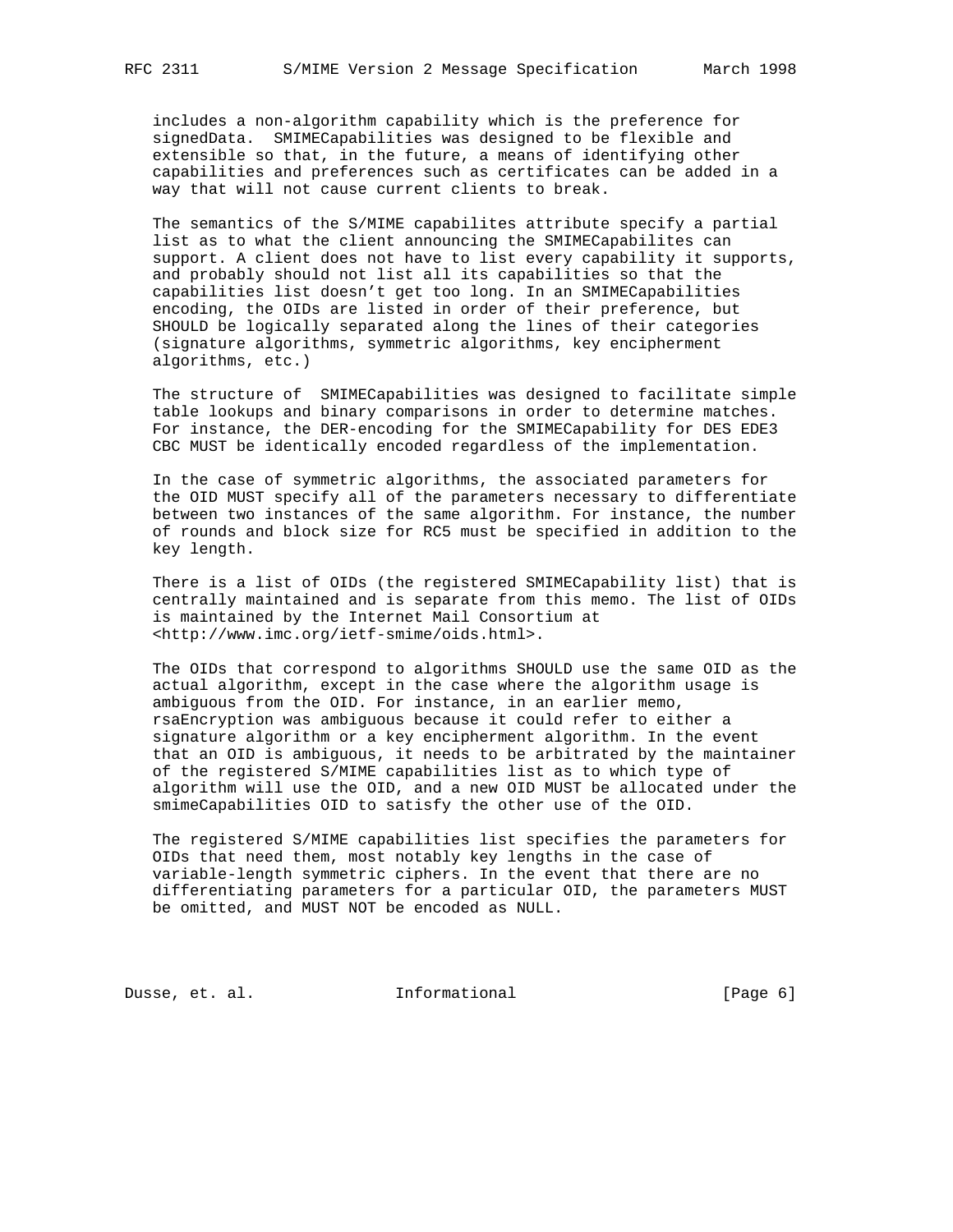includes a non-algorithm capability which is the preference for signedData. SMIMECapabilities was designed to be flexible and extensible so that, in the future, a means of identifying other capabilities and preferences such as certificates can be added in a way that will not cause current clients to break.

The semantics of the S/MIME capabilites attribute specify a partial list as to what the client announcing the SMIMECapabilites can support. A client does not have to list every capability it supports, and probably should not list all its capabilities so that the capabilities list doesn't get too long. In an SMIMECapabilities encoding, the OIDs are listed in order of their preference, but SHOULD be logically separated along the lines of their categories (signature algorithms, symmetric algorithms, key encipherment algorithms, etc.)

The structure of SMIMECapabilities was designed to facilitate simple table lookups and binary comparisons in order to determine matches. For instance, the DER-encoding for the SMIMECapability for DES EDE3 CBC MUST be identically encoded regardless of the implementation.

In the case of symmetric algorithms, the associated parameters for the OID MUST specify all of the parameters necessary to differentiate between two instances of the same algorithm. For instance, the number of rounds and block size for RC5 must be specified in addition to the key length.

There is a list of OIDs (the registered SMIMECapability list) that is centrally maintained and is separate from this memo. The list of OIDs is maintained by the Internet Mail Consortium at <http://www.imc.org/ietf-smime/oids.html>.

The OIDs that correspond to algorithms SHOULD use the same OID as the actual algorithm, except in the case where the algorithm usage is ambiguous from the OID. For instance, in an earlier memo, rsaEncryption was ambiguous because it could refer to either a signature algorithm or a key encipherment algorithm. In the event that an OID is ambiguous, it needs to be arbitrated by the maintainer of the registered S/MIME capabilities list as to which type of algorithm will use the OID, and a new OID MUST be allocated under the smimeCapabilities OID to satisfy the other use of the OID.

The registered S/MIME capabilities list specifies the parameters for OIDs that need them, most notably key lengths in the case of variable-length symmetric ciphers. In the event that there are no differentiating parameters for a particular OID, the parameters MUST be omitted, and MUST NOT be encoded as NULL.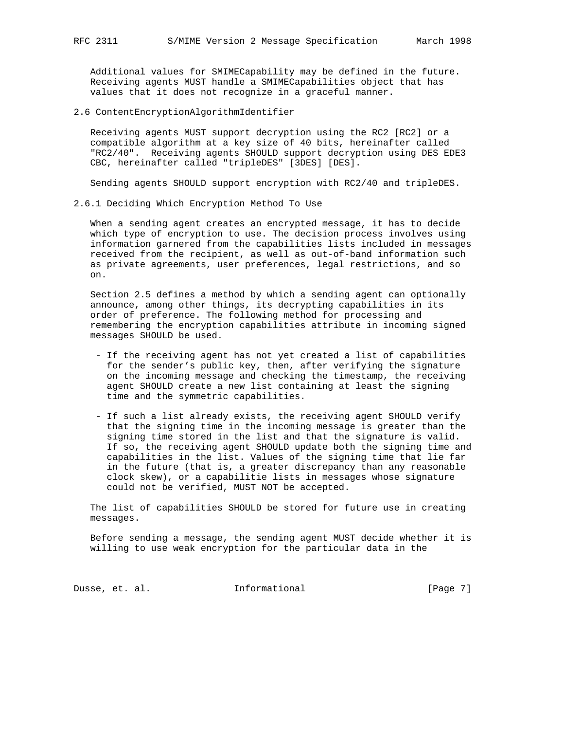Additional values for SMIMECapability may be defined in the future. Receiving agents MUST handle a SMIMECapabilities object that has values that it does not recognize in a graceful manner.

## 2.6 ContentEncryptionAlgorithmIdentifier

Receiving agents MUST support decryption using the RC2 [RC2] or a compatible algorithm at a key size of 40 bits, hereinafter called "RC2/40". Receiving agents SHOULD support decryption using DES EDE3 CBC, hereinafter called "tripleDES" [3DES] [DES].

Sending agents SHOULD support encryption with RC2/40 and tripleDES.

### 2.6.1 Deciding Which Encryption Method To Use

When a sending agent creates an encrypted message, it has to decide which type of encryption to use. The decision process involves using information garnered from the capabilities lists included in messages received from the recipient, as well as out-of-band information such as private agreements, user preferences, legal restrictions, and so on.

Section 2.5 defines a method by which a sending agent can optionally announce, among other things, its decrypting capabilities in its order of preference. The following method for processing and remembering the encryption capabilities attribute in incoming signed messages SHOULD be used.

- If the receiving agent has not yet created a list of capabilities for the sender's public key, then, after verifying the signature on the incoming message and checking the timestamp, the receiving agent SHOULD create a new list containing at least the signing time and the symmetric capabilities.

- If such a list already exists, the receiving agent SHOULD verify that the signing time in the incoming message is greater than the signing time stored in the list and that the signature is valid. If so, the receiving agent SHOULD update both the signing time and capabilities in the list. Values of the signing time that lie far in the future (that is, a greater discrepancy than any reasonable clock skew), or a capabilitie lists in messages whose signature could not be verified, MUST NOT be accepted.

The list of capabilities SHOULD be stored for future use in creating messages.

Before sending a message, the sending agent MUST decide whether it is willing to use weak encryption for the particular data in the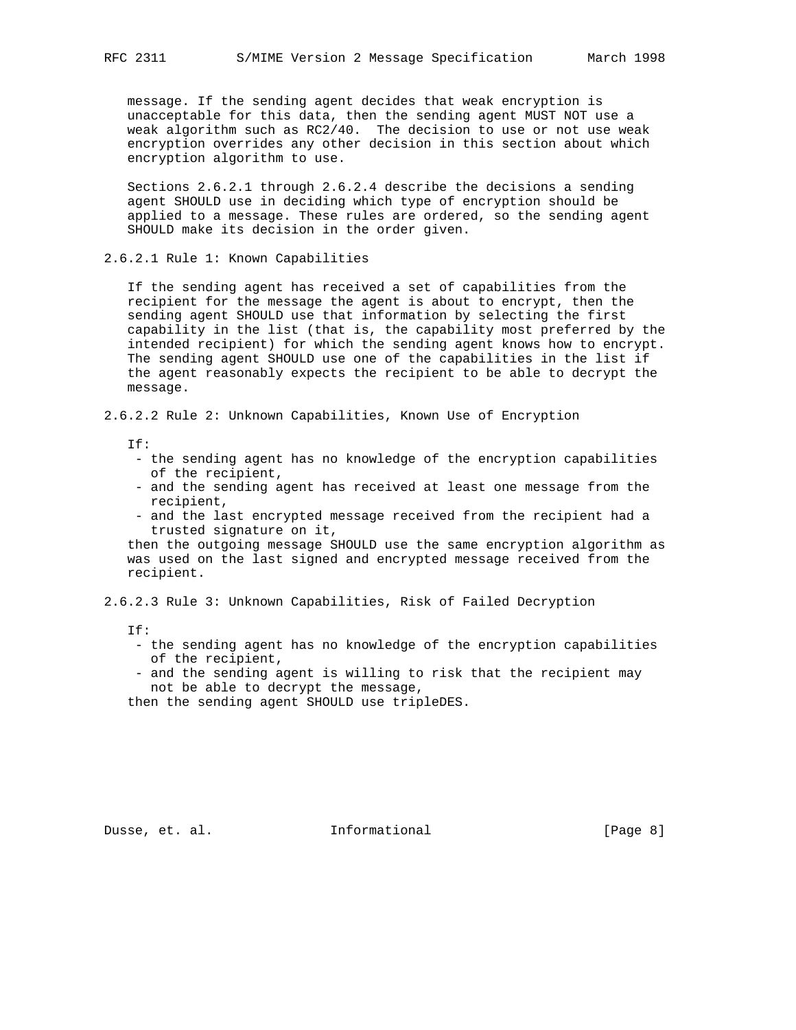message. If the sending agent decides that weak encryption is unacceptable for this data, then the sending agent MUST NOT use a weak algorithm such as RC2/40. The decision to use or not use weak encryption overrides any other decision in this section about which encryption algorithm to use.

Sections 2.6.2.1 through 2.6.2.4 describe the decisions a sending agent SHOULD use in deciding which type of encryption should be applied to a message. These rules are ordered, so the sending agent SHOULD make its decision in the order given.

#### 2.6.2.1 Rule 1: Known Capabilities

If the sending agent has received a set of capabilities from the recipient for the message the agent is about to encrypt, then the sending agent SHOULD use that information by selecting the first capability in the list (that is, the capability most preferred by the intended recipient) for which the sending agent knows how to encrypt. The sending agent SHOULD use one of the capabilities in the list if the agent reasonably expects the recipient to be able to decrypt the message.

#### 2.6.2.2 Rule 2: Unknown Capabilities, Known Use of Encryption

If:

- the sending agent has no knowledge of the encryption capabilities of the recipient,
- and the sending agent has received at least one message from the recipient,
- and the last encrypted message received from the recipient had a trusted signature on it,

then the outgoing message SHOULD use the same encryption algorithm as was used on the last signed and encrypted message received from the recipient.

#### 2.6.2.3 Rule 3: Unknown Capabilities, Risk of Failed Decryption

If:

- the sending agent has no knowledge of the encryption capabilities of the recipient,
- and the sending agent is willing to risk that the recipient may not be able to decrypt the message,

then the sending agent SHOULD use tripleDES.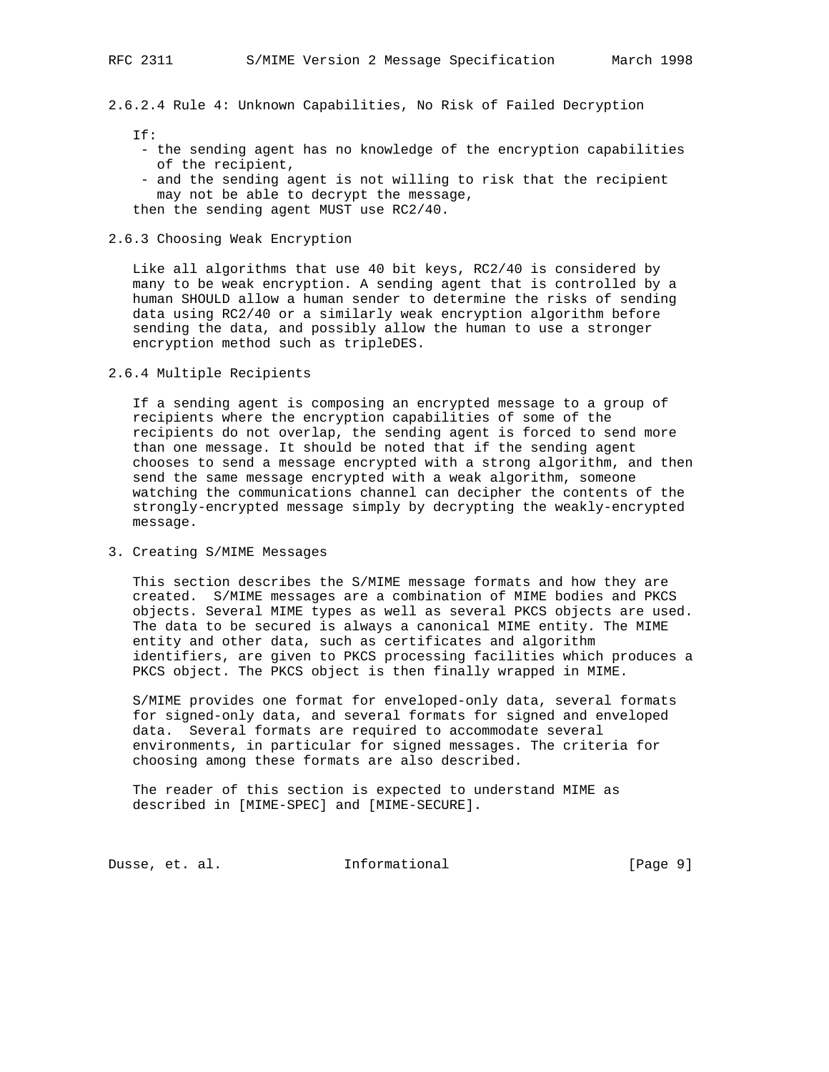#### 2.6.2.4 Rule 4: Unknown Capabilities, No Risk of Failed Decryption

If:

- the sending agent has no knowledge of the encryption capabilities of the recipient,
- and the sending agent is not willing to risk that the recipient may not be able to decrypt the message,

then the sending agent MUST use RC2/40.

### 2.6.3 Choosing Weak Encryption

Like all algorithms that use 40 bit keys, RC2/40 is considered by many to be weak encryption. A sending agent that is controlled by a human SHOULD allow a human sender to determine the risks of sending data using RC2/40 or a similarly weak encryption algorithm before sending the data, and possibly allow the human to use a stronger encryption method such as tripleDES.

### 2.6.4 Multiple Recipients

If a sending agent is composing an encrypted message to a group of recipients where the encryption capabilities of some of the recipients do not overlap, the sending agent is forced to send more than one message. It should be noted that if the sending agent chooses to send a message encrypted with a strong algorithm, and then send the same message encrypted with a weak algorithm, someone watching the communications channel can decipher the contents of the strongly-encrypted message simply by decrypting the weakly-encrypted message.

## 3. Creating S/MIME Messages

This section describes the S/MIME message formats and how they are created. S/MIME messages are a combination of MIME bodies and PKCS objects. Several MIME types as well as several PKCS objects are used. The data to be secured is always a canonical MIME entity. The MIME entity and other data, such as certificates and algorithm identifiers, are given to PKCS processing facilities which produces a PKCS object. The PKCS object is then finally wrapped in MIME.

S/MIME provides one format for enveloped-only data, several formats for signed-only data, and several formats for signed and enveloped data. Several formats are required to accommodate several environments, in particular for signed messages. The criteria for choosing among these formats are also described.

The reader of this section is expected to understand MIME as described in [MIME-SPEC] and [MIME-SECURE].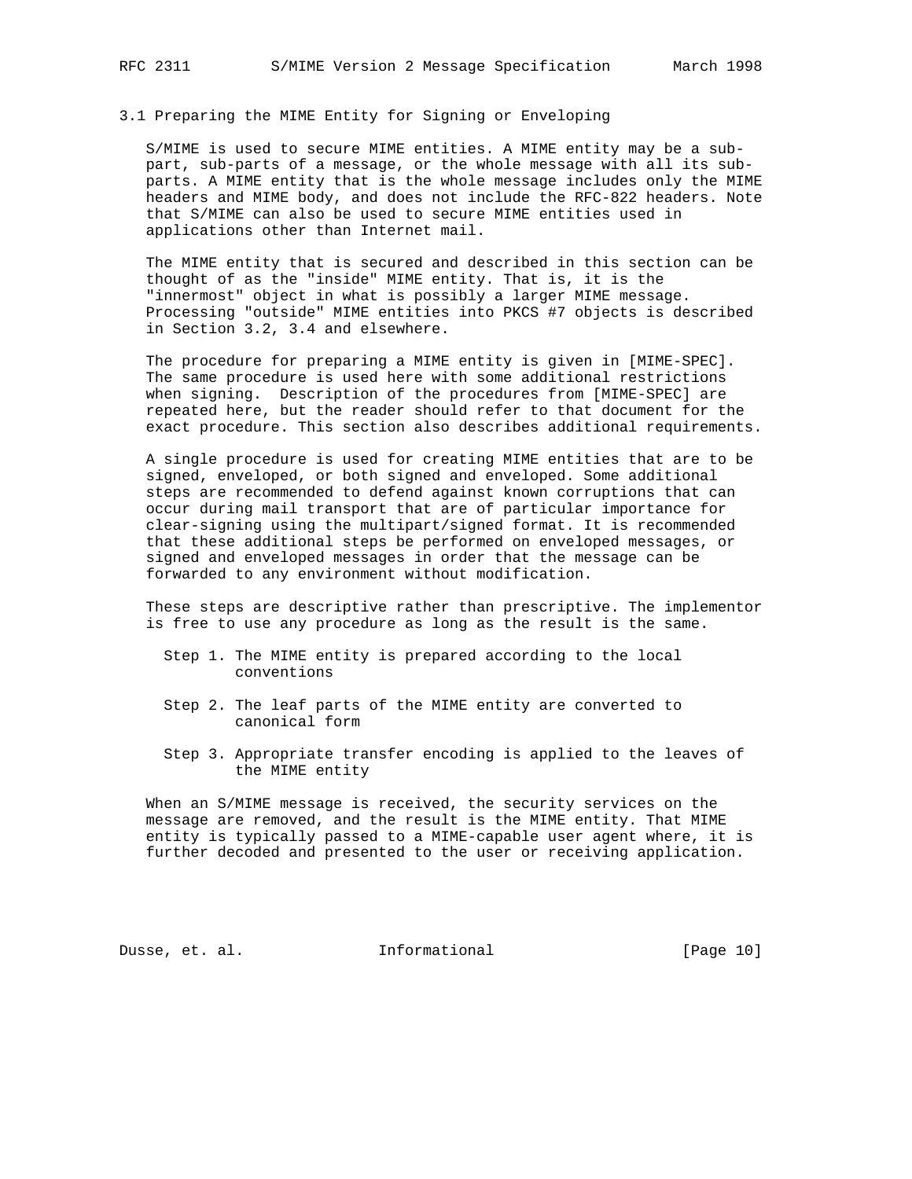### 3.1 Preparing the MIME Entity for Signing or Enveloping

S/MIME is used to secure MIME entities. A MIME entity may be a sub-part, sub-parts of a message, or the whole message with all its sub-parts. A MIME entity that is the whole message includes only the MIME headers and MIME body, and does not include the RFC-822 headers. Note that S/MIME can also be used to secure MIME entities used in applications other than Internet mail.

The MIME entity that is secured and described in this section can be thought of as the "inside" MIME entity. That is, it is the "innermost" object in what is possibly a larger MIME message. Processing "outside" MIME entities into PKCS #7 objects is described in Section 3.2, 3.4 and elsewhere.

The procedure for preparing a MIME entity is given in [MIME-SPEC]. The same procedure is used here with some additional restrictions when signing. Description of the procedures from [MIME-SPEC] are repeated here, but the reader should refer to that document for the exact procedure. This section also describes additional requirements.

A single procedure is used for creating MIME entities that are to be signed, enveloped, or both signed and enveloped. Some additional steps are recommended to defend against known corruptions that can occur during mail transport that are of particular importance for clear-signing using the multipart/signed format. It is recommended that these additional steps be performed on enveloped messages, or signed and enveloped messages in order that the message can be forwarded to any environment without modification.

These steps are descriptive rather than prescriptive. The implementor is free to use any procedure as long as the result is the same.

- Step 1. The MIME entity is prepared according to the local conventions
- Step 2. The leaf parts of the MIME entity are converted to canonical form
- Step 3. Appropriate transfer encoding is applied to the leaves of the MIME entity

When an S/MIME message is received, the security services on the message are removed, and the result is the MIME entity. That MIME entity is typically passed to a MIME-capable user agent where, it is further decoded and presented to the user or receiving application.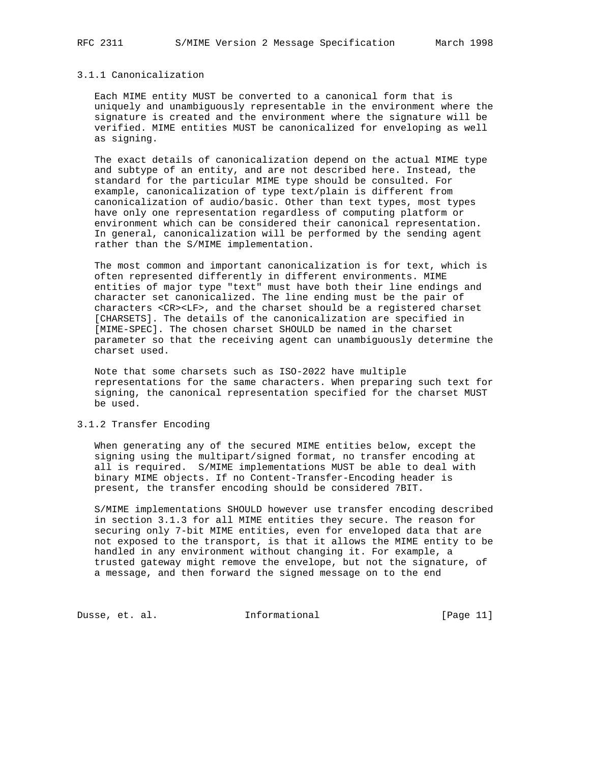### 3.1.1 Canonicalization

Each MIME entity MUST be converted to a canonical form that is uniquely and unambiguously representable in the environment where the signature is created and the environment where the signature will be verified. MIME entities MUST be canonicalized for enveloping as well as signing.

The exact details of canonicalization depend on the actual MIME type and subtype of an entity, and are not described here. Instead, the standard for the particular MIME type should be consulted. For example, canonicalization of type text/plain is different from canonicalization of audio/basic. Other than text types, most types have only one representation regardless of computing platform or environment which can be considered their canonical representation. In general, canonicalization will be performed by the sending agent rather than the S/MIME implementation.

The most common and important canonicalization is for text, which is often represented differently in different environments. MIME entities of major type "text" must have both their line endings and character set canonicalized. The line ending must be the pair of characters <CR><LF>, and the charset should be a registered charset [CHARSETS]. The details of the canonicalization are specified in [MIME-SPEC]. The chosen charset SHOULD be named in the charset parameter so that the receiving agent can unambiguously determine the charset used.

Note that some charsets such as ISO-2022 have multiple representations for the same characters. When preparing such text for signing, the canonical representation specified for the charset MUST be used.

### 3.1.2 Transfer Encoding

When generating any of the secured MIME entities below, except the signing using the multipart/signed format, no transfer encoding at all is required. S/MIME implementations MUST be able to deal with binary MIME objects. If no Content-Transfer-Encoding header is present, the transfer encoding should be considered 7BIT.

S/MIME implementations SHOULD however use transfer encoding described in section 3.1.3 for all MIME entities they secure. The reason for securing only 7-bit MIME entities, even for enveloped data that are not exposed to the transport, is that it allows the MIME entity to be handled in any environment without changing it. For example, a trusted gateway might remove the envelope, but not the signature, of a message, and then forward the signed message on to the end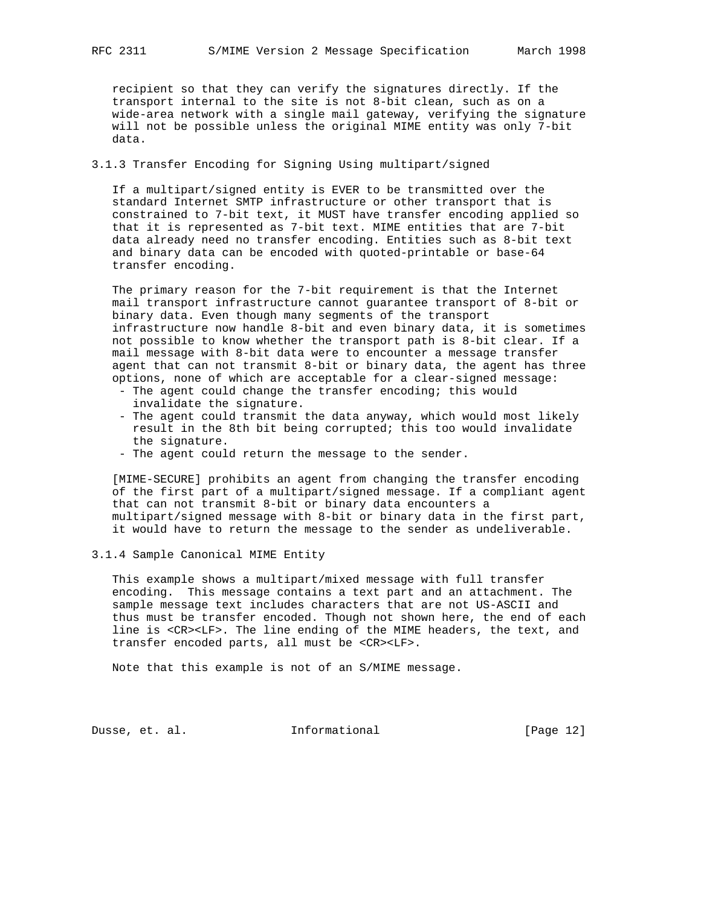recipient so that they can verify the signatures directly. If the transport internal to the site is not 8-bit clean, such as on a wide-area network with a single mail gateway, verifying the signature will not be possible unless the original MIME entity was only 7-bit data.

### 3.1.3 Transfer Encoding for Signing Using multipart/signed

If a multipart/signed entity is EVER to be transmitted over the standard Internet SMTP infrastructure or other transport that is constrained to 7-bit text, it MUST have transfer encoding applied so that it is represented as 7-bit text. MIME entities that are 7-bit data already need no transfer encoding. Entities such as 8-bit text and binary data can be encoded with quoted-printable or base-64 transfer encoding.

The primary reason for the 7-bit requirement is that the Internet mail transport infrastructure cannot guarantee transport of 8-bit or binary data. Even though many segments of the transport infrastructure now handle 8-bit and even binary data, it is sometimes not possible to know whether the transport path is 8-bit clear. If a mail message with 8-bit data were to encounter a message transfer agent that can not transmit 8-bit or binary data, the agent has three options, none of which are acceptable for a clear-signed message:

- The agent could change the transfer encoding; this would invalidate the signature.
- The agent could transmit the data anyway, which would most likely result in the 8th bit being corrupted; this too would invalidate the signature.
- The agent could return the message to the sender.

[MIME-SECURE] prohibits an agent from changing the transfer encoding of the first part of a multipart/signed message. If a compliant agent that can not transmit 8-bit or binary data encounters a multipart/signed message with 8-bit or binary data in the first part, it would have to return the message to the sender as undeliverable.

### 3.1.4 Sample Canonical MIME Entity

This example shows a multipart/mixed message with full transfer encoding. This message contains a text part and an attachment. The sample message text includes characters that are not US-ASCII and thus must be transfer encoded. Though not shown here, the end of each line is <CR><LF>. The line ending of the MIME headers, the text, and transfer encoded parts, all must be <CR><LF>.

Note that this example is not of an S/MIME message.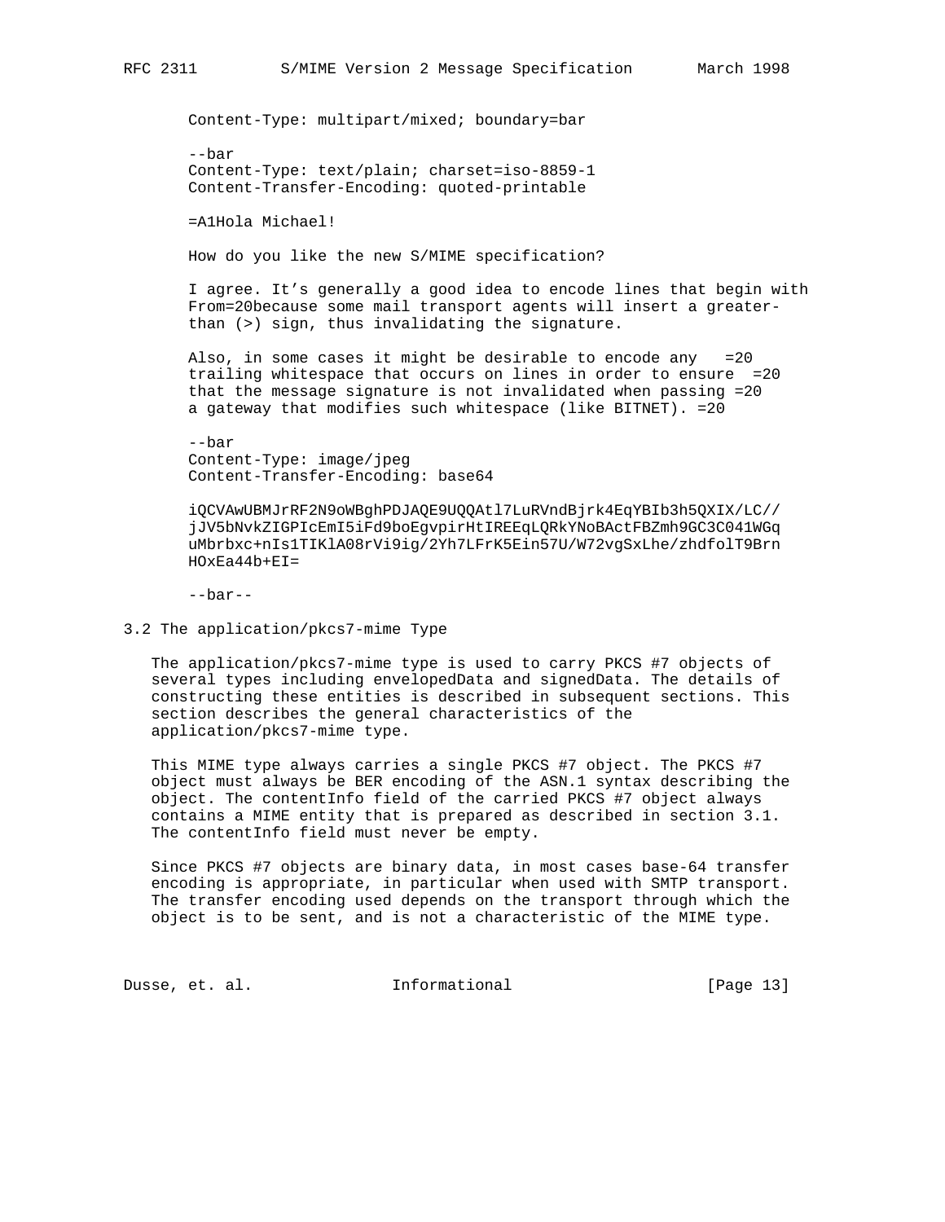```
Content-Type: multipart/mixed; boundary=bar

--bar
Content-Type: text/plain; charset=iso-8859-1
Content-Transfer-Encoding: quoted-printable

=A1Hola Michael!

How do you like the new S/MIME specification?

I agree. It’s generally a good idea to encode lines that begin with
From=20because some mail transport agents will insert a greater-
than (>) sign, thus invalidating the signature.

Also, in some cases it might be desirable to encode any   =20
trailing whitespace that occurs on lines in order to ensure  =20
that the message signature is not invalidated when passing =20
a gateway that modifies such whitespace (like BITNET). =20

--bar
Content-Type: image/jpeg
Content-Transfer-Encoding: base64

iQCVAwUBMJrRF2N9oWBghPDJAQE9UQQAtl7LuRVndBjrk4EqYBIb3h5QXIX/LC//
jJV5bNvkZIGPIcEmI5iFd9boEgvpirHtIREEqLQRkYNoBActFBZmh9GC3C041WGq
uMbrbxc+nIs1TIKlA08rVi9ig/2Yh7LFrK5Ein57U/W72vgSxLhe/zhdfolT9Brn
HOxEa44b+EI=

--bar--
```

## 3.2 The application/pkcs7-mime Type

The application/pkcs7-mime type is used to carry PKCS #7 objects of several types including envelopedData and signedData. The details of constructing these entities is described in subsequent sections. This section describes the general characteristics of the application/pkcs7-mime type.

This MIME type always carries a single PKCS #7 object. The PKCS #7 object must always be BER encoding of the ASN.1 syntax describing the object. The contentInfo field of the carried PKCS #7 object always contains a MIME entity that is prepared as described in section 3.1. The contentInfo field must never be empty.

Since PKCS #7 objects are binary data, in most cases base-64 transfer encoding is appropriate, in particular when used with SMTP transport. The transfer encoding used depends on the transport through which the object is to be sent, and is not a characteristic of the MIME type.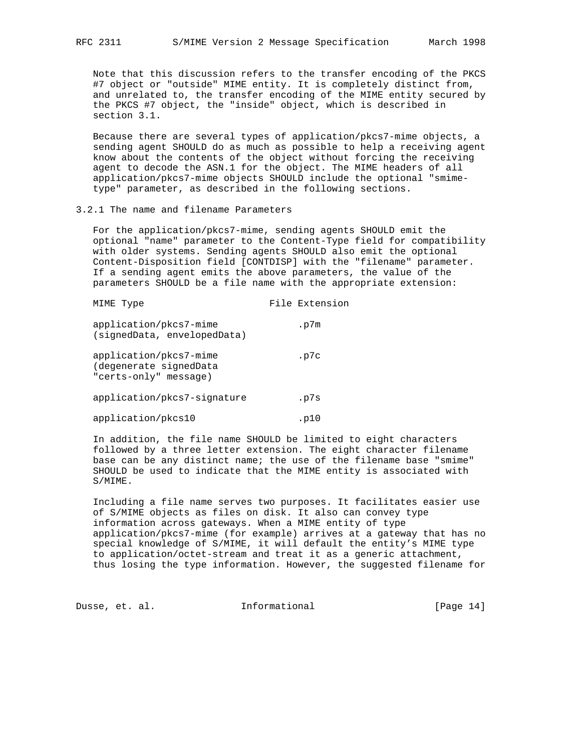Note that this discussion refers to the transfer encoding of the PKCS #7 object or "outside" MIME entity. It is completely distinct from, and unrelated to, the transfer encoding of the MIME entity secured by the PKCS #7 object, the "inside" object, which is described in section 3.1.

Because there are several types of application/pkcs7-mime objects, a sending agent SHOULD do as much as possible to help a receiving agent know about the contents of the object without forcing the receiving agent to decode the ASN.1 for the object. The MIME headers of all application/pkcs7-mime objects SHOULD include the optional "smime-type" parameter, as described in the following sections.

### 3.2.1 The name and filename Parameters

For the application/pkcs7-mime, sending agents SHOULD emit the optional "name" parameter to the Content-Type field for compatibility with older systems. Sending agents SHOULD also emit the optional Content-Disposition field [CONTDISP] with the "filename" parameter. If a sending agent emits the above parameters, the value of the parameters SHOULD be a file name with the appropriate extension:

| MIME Type | File Extension |
|---|---|
| application/pkcs7-mime (signedData, envelopedData) | .p7m |
| application/pkcs7-mime (degenerate signedData "certs-only" message) | .p7c |
| application/pkcs7-signature | .p7s |
| application/pkcs10 | .p10 |

In addition, the file name SHOULD be limited to eight characters followed by a three letter extension. The eight character filename base can be any distinct name; the use of the filename base "smime" SHOULD be used to indicate that the MIME entity is associated with S/MIME.

Including a file name serves two purposes. It facilitates easier use of S/MIME objects as files on disk. It also can convey type information across gateways. When a MIME entity of type application/pkcs7-mime (for example) arrives at a gateway that has no special knowledge of S/MIME, it will default the entity's MIME type to application/octet-stream and treat it as a generic attachment, thus losing the type information. However, the suggested filename for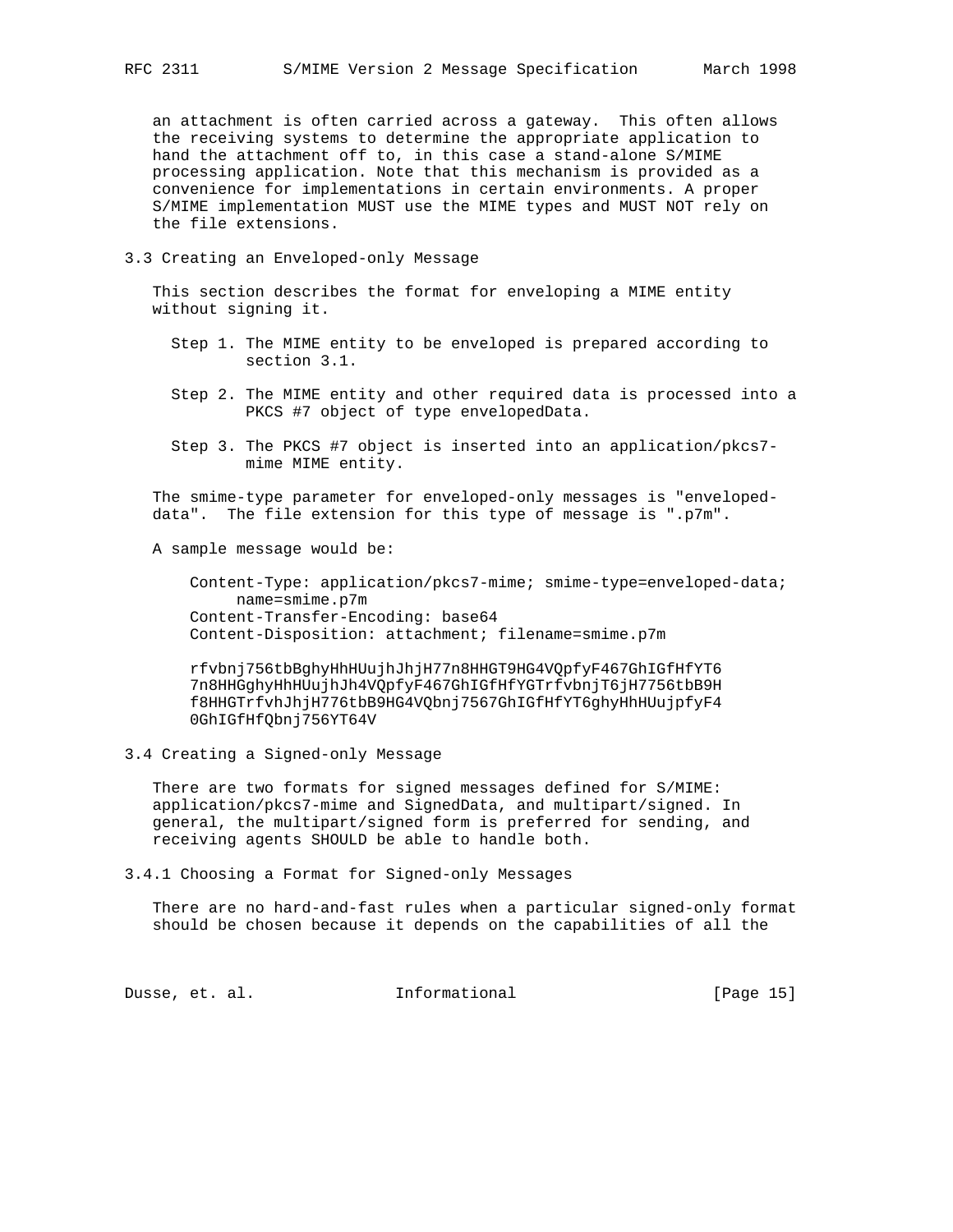an attachment is often carried across a gateway. This often allows the receiving systems to determine the appropriate application to hand the attachment off to, in this case a stand-alone S/MIME processing application. Note that this mechanism is provided as a convenience for implementations in certain environments. A proper S/MIME implementation MUST use the MIME types and MUST NOT rely on the file extensions.

### 3.3 Creating an Enveloped-only Message

This section describes the format for enveloping a MIME entity without signing it.

Step 1. The MIME entity to be enveloped is prepared according to section 3.1.

Step 2. The MIME entity and other required data is processed into a PKCS #7 object of type envelopedData.

Step 3. The PKCS #7 object is inserted into an application/pkcs7-mime MIME entity.

The smime-type parameter for enveloped-only messages is "enveloped-data". The file extension for this type of message is ".p7m".

A sample message would be:

```
Content-Type: application/pkcs7-mime; smime-type=enveloped-data;
     name=smime.p7m
Content-Transfer-Encoding: base64
Content-Disposition: attachment; filename=smime.p7m

rfvbnj756tbBghyHhHUujhJhjH77n8HHGT9HG4VQpfyF467GhIGfHfYT6
7n8HHGghyHhHUujhJh4VQpfyF467GhIGfHfYGTrfvbnjT6jH7756tbB9H
f8HHGTrfvhJhjH776tbB9HG4VQbnj7567GhIGfHfYT6ghyHhHUujpfyF4
0GhIGfHfQbnj756YT64V
```

### 3.4 Creating a Signed-only Message

There are two formats for signed messages defined for S/MIME: application/pkcs7-mime and SignedData, and multipart/signed. In general, the multipart/signed form is preferred for sending, and receiving agents SHOULD be able to handle both.

#### 3.4.1 Choosing a Format for Signed-only Messages

There are no hard-and-fast rules when a particular signed-only format should be chosen because it depends on the capabilities of all the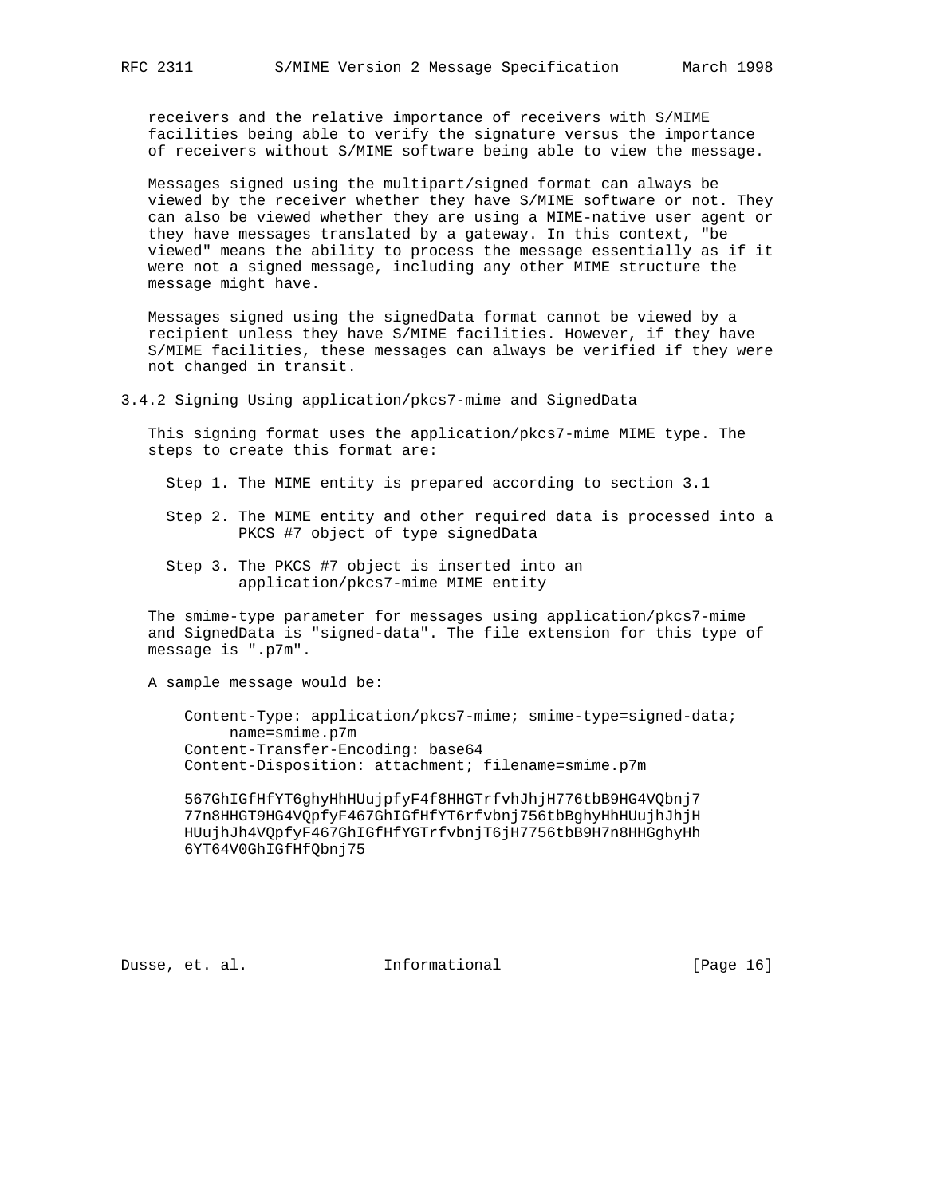receivers and the relative importance of receivers with S/MIME facilities being able to verify the signature versus the importance of receivers without S/MIME software being able to view the message.

Messages signed using the multipart/signed format can always be viewed by the receiver whether they have S/MIME software or not. They can also be viewed whether they are using a MIME-native user agent or they have messages translated by a gateway. In this context, "be viewed" means the ability to process the message essentially as if it were not a signed message, including any other MIME structure the message might have.

Messages signed using the signedData format cannot be viewed by a recipient unless they have S/MIME facilities. However, if they have S/MIME facilities, these messages can always be verified if they were not changed in transit.

### 3.4.2 Signing Using application/pkcs7-mime and SignedData

This signing format uses the application/pkcs7-mime MIME type. The steps to create this format are:

Step 1. The MIME entity is prepared according to section 3.1

Step 2. The MIME entity and other required data is processed into a PKCS #7 object of type signedData

Step 3. The PKCS #7 object is inserted into an application/pkcs7-mime MIME entity

The smime-type parameter for messages using application/pkcs7-mime and SignedData is "signed-data". The file extension for this type of message is ".p7m".

A sample message would be:

```
Content-Type: application/pkcs7-mime; smime-type=signed-data;
     name=smime.p7m
Content-Transfer-Encoding: base64
Content-Disposition: attachment; filename=smime.p7m

567GhIGfHfYT6ghyHhHUujpfyF4f8HHGTrfvhJhjH776tbB9HG4VQbnj7
77n8HHGT9HG4VQpfyF467GhIGfHfYT6rfvbnj756tbBghyHhHUujhJhjH
HUujhJh4VQpfyF467GhIGfHfYGTrfvbnjT6jH7756tbB9H7n8HHGghyHh
6YT64V0GhIGfHfQbnj75
```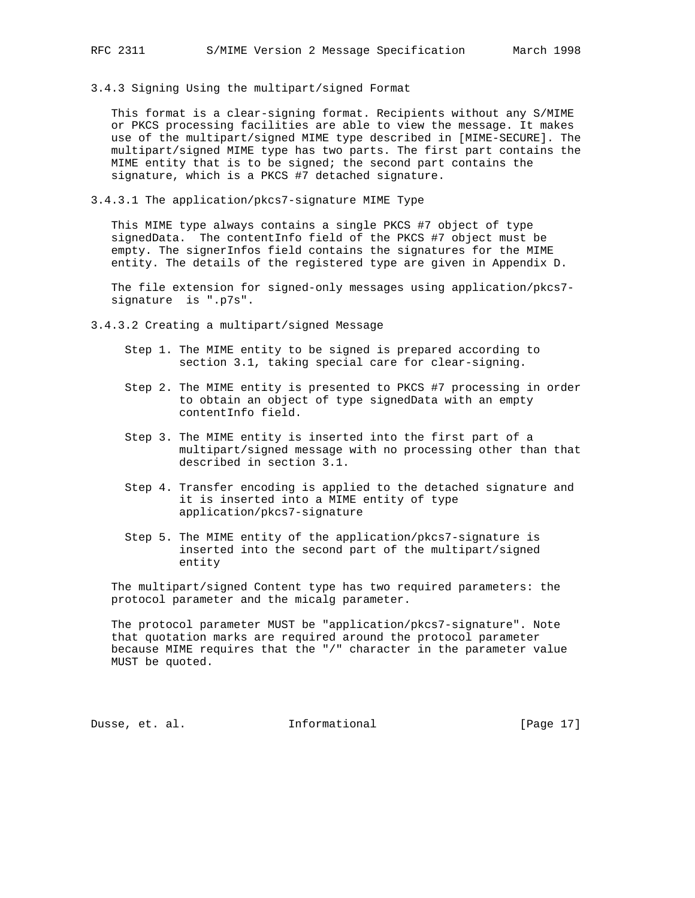### 3.4.3 Signing Using the multipart/signed Format

This format is a clear-signing format. Recipients without any S/MIME or PKCS processing facilities are able to view the message. It makes use of the multipart/signed MIME type described in [MIME-SECURE]. The multipart/signed MIME type has two parts. The first part contains the MIME entity that is to be signed; the second part contains the signature, which is a PKCS #7 detached signature.

#### 3.4.3.1 The application/pkcs7-signature MIME Type

This MIME type always contains a single PKCS #7 object of type signedData. The contentInfo field of the PKCS #7 object must be empty. The signerInfos field contains the signatures for the MIME entity. The details of the registered type are given in Appendix D.

The file extension for signed-only messages using application/pkcs7-signature is ".p7s".

#### 3.4.3.2 Creating a multipart/signed Message

Step 1. The MIME entity to be signed is prepared according to section 3.1, taking special care for clear-signing.

Step 2. The MIME entity is presented to PKCS #7 processing in order to obtain an object of type signedData with an empty contentInfo field.

Step 3. The MIME entity is inserted into the first part of a multipart/signed message with no processing other than that described in section 3.1.

Step 4. Transfer encoding is applied to the detached signature and it is inserted into a MIME entity of type application/pkcs7-signature

Step 5. The MIME entity of the application/pkcs7-signature is inserted into the second part of the multipart/signed entity

The multipart/signed Content type has two required parameters: the protocol parameter and the micalg parameter.

The protocol parameter MUST be "application/pkcs7-signature". Note that quotation marks are required around the protocol parameter because MIME requires that the "/" character in the parameter value MUST be quoted.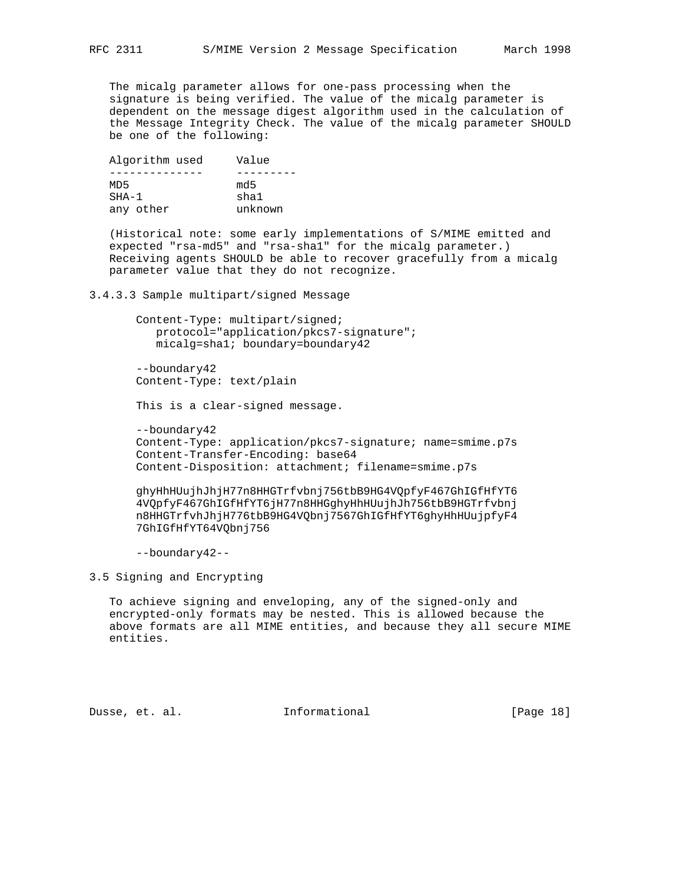The micalg parameter allows for one-pass processing when the signature is being verified. The value of the micalg parameter is dependent on the message digest algorithm used in the calculation of the Message Integrity Check. The value of the micalg parameter SHOULD be one of the following:

| Algorithm used | Value |
| --- | --- |
| MD5 | md5 |
| SHA-1 | sha1 |
| any other | unknown |

(Historical note: some early implementations of S/MIME emitted and expected "rsa-md5" and "rsa-sha1" for the micalg parameter.) Receiving agents SHOULD be able to recover gracefully from a micalg parameter value that they do not recognize.

### 3.4.3.3 Sample multipart/signed Message

```
Content-Type: multipart/signed;
   protocol="application/pkcs7-signature";
   micalg=sha1; boundary=boundary42

--boundary42
Content-Type: text/plain

This is a clear-signed message.

--boundary42
Content-Type: application/pkcs7-signature; name=smime.p7s
Content-Transfer-Encoding: base64
Content-Disposition: attachment; filename=smime.p7s

ghyHhHUujhJhjH77n8HHGTrfvbnj756tbB9HG4VQpfyF467GhIGfHfYT6
4VQpfyF467GhIGfHfYT6jH77n8HHGghyHhHUujhJh756tbB9HGTrfvbnj
n8HHGTrfvhJhjH776tbB9HG4VQbnj7567GhIGfHfYT6ghyHhHUujpfyF4
7GhIGfHfYT64VQbnj756

--boundary42--
```

## 3.5 Signing and Encrypting

To achieve signing and enveloping, any of the signed-only and encrypted-only formats may be nested. This is allowed because the above formats are all MIME entities, and because they all secure MIME entities.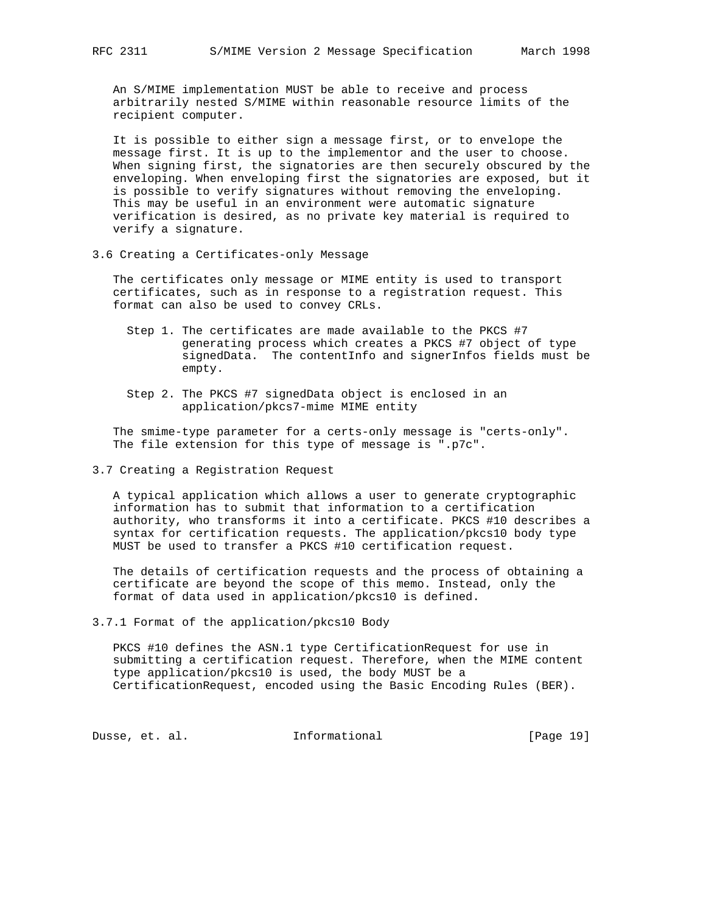An S/MIME implementation MUST be able to receive and process arbitrarily nested S/MIME within reasonable resource limits of the recipient computer.

It is possible to either sign a message first, or to envelope the message first. It is up to the implementor and the user to choose. When signing first, the signatories are then securely obscured by the enveloping. When enveloping first the signatories are exposed, but it is possible to verify signatures without removing the enveloping. This may be useful in an environment were automatic signature verification is desired, as no private key material is required to verify a signature.

### 3.6 Creating a Certificates-only Message

The certificates only message or MIME entity is used to transport certificates, such as in response to a registration request. This format can also be used to convey CRLs.

Step 1. The certificates are made available to the PKCS #7 generating process which creates a PKCS #7 object of type signedData. The contentInfo and signerInfos fields must be empty.

Step 2. The PKCS #7 signedData object is enclosed in an application/pkcs7-mime MIME entity

The smime-type parameter for a certs-only message is "certs-only". The file extension for this type of message is ".p7c".

### 3.7 Creating a Registration Request

A typical application which allows a user to generate cryptographic information has to submit that information to a certification authority, who transforms it into a certificate. PKCS #10 describes a syntax for certification requests. The application/pkcs10 body type MUST be used to transfer a PKCS #10 certification request.

The details of certification requests and the process of obtaining a certificate are beyond the scope of this memo. Instead, only the format of data used in application/pkcs10 is defined.

#### 3.7.1 Format of the application/pkcs10 Body

PKCS #10 defines the ASN.1 type CertificationRequest for use in submitting a certification request. Therefore, when the MIME content type application/pkcs10 is used, the body MUST be a CertificationRequest, encoded using the Basic Encoding Rules (BER).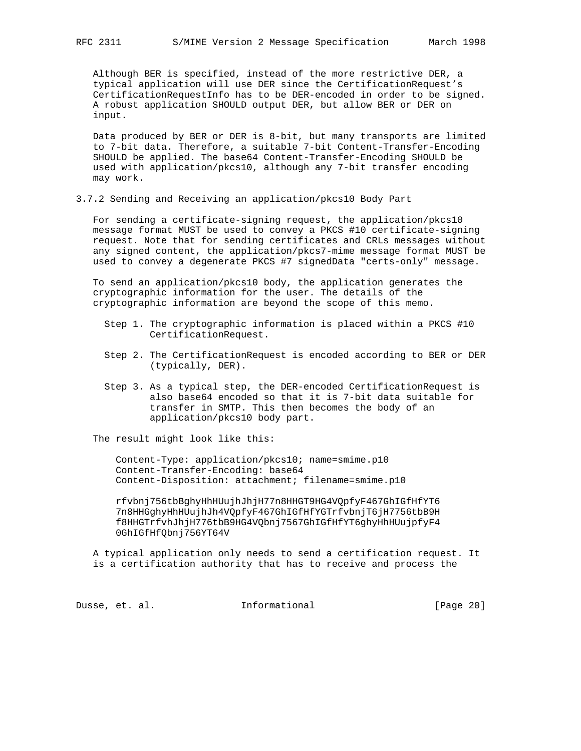Although BER is specified, instead of the more restrictive DER, a typical application will use DER since the CertificationRequest's CertificationRequestInfo has to be DER-encoded in order to be signed. A robust application SHOULD output DER, but allow BER or DER on input.

Data produced by BER or DER is 8-bit, but many transports are limited to 7-bit data. Therefore, a suitable 7-bit Content-Transfer-Encoding SHOULD be applied. The base64 Content-Transfer-Encoding SHOULD be used with application/pkcs10, although any 7-bit transfer encoding may work.

### 3.7.2 Sending and Receiving an application/pkcs10 Body Part

For sending a certificate-signing request, the application/pkcs10 message format MUST be used to convey a PKCS #10 certificate-signing request. Note that for sending certificates and CRLs messages without any signed content, the application/pkcs7-mime message format MUST be used to convey a degenerate PKCS #7 signedData "certs-only" message.

To send an application/pkcs10 body, the application generates the cryptographic information for the user. The details of the cryptographic information are beyond the scope of this memo.

Step 1. The cryptographic information is placed within a PKCS #10 CertificationRequest.

Step 2. The CertificationRequest is encoded according to BER or DER (typically, DER).

Step 3. As a typical step, the DER-encoded CertificationRequest is also base64 encoded so that it is 7-bit data suitable for transfer in SMTP. This then becomes the body of an application/pkcs10 body part.

The result might look like this:

```
Content-Type: application/pkcs10; name=smime.p10
Content-Transfer-Encoding: base64
Content-Disposition: attachment; filename=smime.p10

rfvbnj756tbBghyHhHUujhJhjH77n8HHGT9HG4VQpfyF467GhIGfHfYT6
7n8HHGghyHhHUujhJh4VQpfyF467GhIGfHfYGTrfvbnjT6jH7756tbB9H
f8HHGTrfvhJhjH776tbB9HG4VQbnj7567GhIGfHfYT6ghyHhHUujpfyF4
0GhIGfHfQbnj756YT64V
```

A typical application only needs to send a certification request. It is a certification authority that has to receive and process the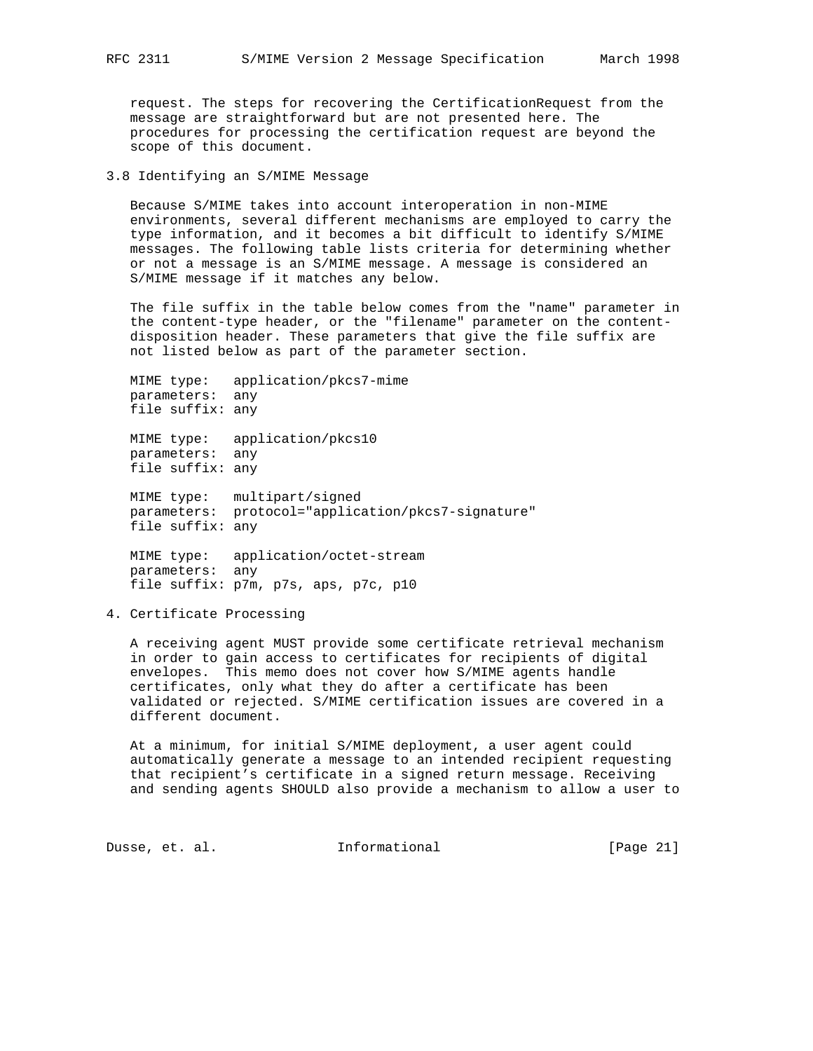request. The steps for recovering the CertificationRequest from the message are straightforward but are not presented here. The procedures for processing the certification request are beyond the scope of this document.

## 3.8 Identifying an S/MIME Message

Because S/MIME takes into account interoperation in non-MIME environments, several different mechanisms are employed to carry the type information, and it becomes a bit difficult to identify S/MIME messages. The following table lists criteria for determining whether or not a message is an S/MIME message. A message is considered an S/MIME message if it matches any below.

The file suffix in the table below comes from the "name" parameter in the content-type header, or the "filename" parameter on the content-disposition header. These parameters that give the file suffix are not listed below as part of the parameter section.

```
MIME type:   application/pkcs7-mime
parameters:  any
file suffix: any

MIME type:   application/pkcs10
parameters:  any
file suffix: any

MIME type:   multipart/signed
parameters:  protocol="application/pkcs7-signature"
file suffix: any

MIME type:   application/octet-stream
parameters:  any
file suffix: p7m, p7s, aps, p7c, p10
```

# 4. Certificate Processing

A receiving agent MUST provide some certificate retrieval mechanism in order to gain access to certificates for recipients of digital envelopes. This memo does not cover how S/MIME agents handle certificates, only what they do after a certificate has been validated or rejected. S/MIME certification issues are covered in a different document.

At a minimum, for initial S/MIME deployment, a user agent could automatically generate a message to an intended recipient requesting that recipient's certificate in a signed return message. Receiving and sending agents SHOULD also provide a mechanism to allow a user to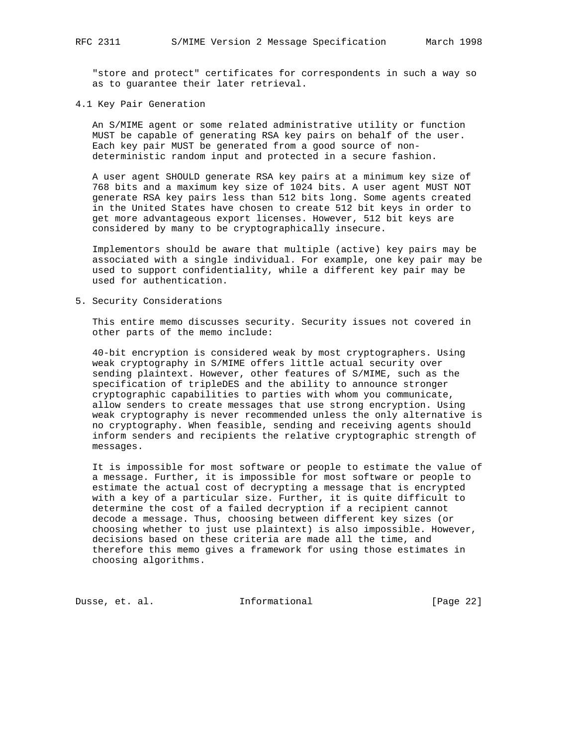"store and protect" certificates for correspondents in such a way so as to guarantee their later retrieval.

### 4.1 Key Pair Generation

An S/MIME agent or some related administrative utility or function MUST be capable of generating RSA key pairs on behalf of the user. Each key pair MUST be generated from a good source of non-deterministic random input and protected in a secure fashion.

A user agent SHOULD generate RSA key pairs at a minimum key size of 768 bits and a maximum key size of 1024 bits. A user agent MUST NOT generate RSA key pairs less than 512 bits long. Some agents created in the United States have chosen to create 512 bit keys in order to get more advantageous export licenses. However, 512 bit keys are considered by many to be cryptographically insecure.

Implementors should be aware that multiple (active) key pairs may be associated with a single individual. For example, one key pair may be used to support confidentiality, while a different key pair may be used for authentication.

## 5. Security Considerations

This entire memo discusses security. Security issues not covered in other parts of the memo include:

40-bit encryption is considered weak by most cryptographers. Using weak cryptography in S/MIME offers little actual security over sending plaintext. However, other features of S/MIME, such as the specification of tripleDES and the ability to announce stronger cryptographic capabilities to parties with whom you communicate, allow senders to create messages that use strong encryption. Using weak cryptography is never recommended unless the only alternative is no cryptography. When feasible, sending and receiving agents should inform senders and recipients the relative cryptographic strength of messages.

It is impossible for most software or people to estimate the value of a message. Further, it is impossible for most software or people to estimate the actual cost of decrypting a message that is encrypted with a key of a particular size. Further, it is quite difficult to determine the cost of a failed decryption if a recipient cannot decode a message. Thus, choosing between different key sizes (or choosing whether to just use plaintext) is also impossible. However, decisions based on these criteria are made all the time, and therefore this memo gives a framework for using those estimates in choosing algorithms.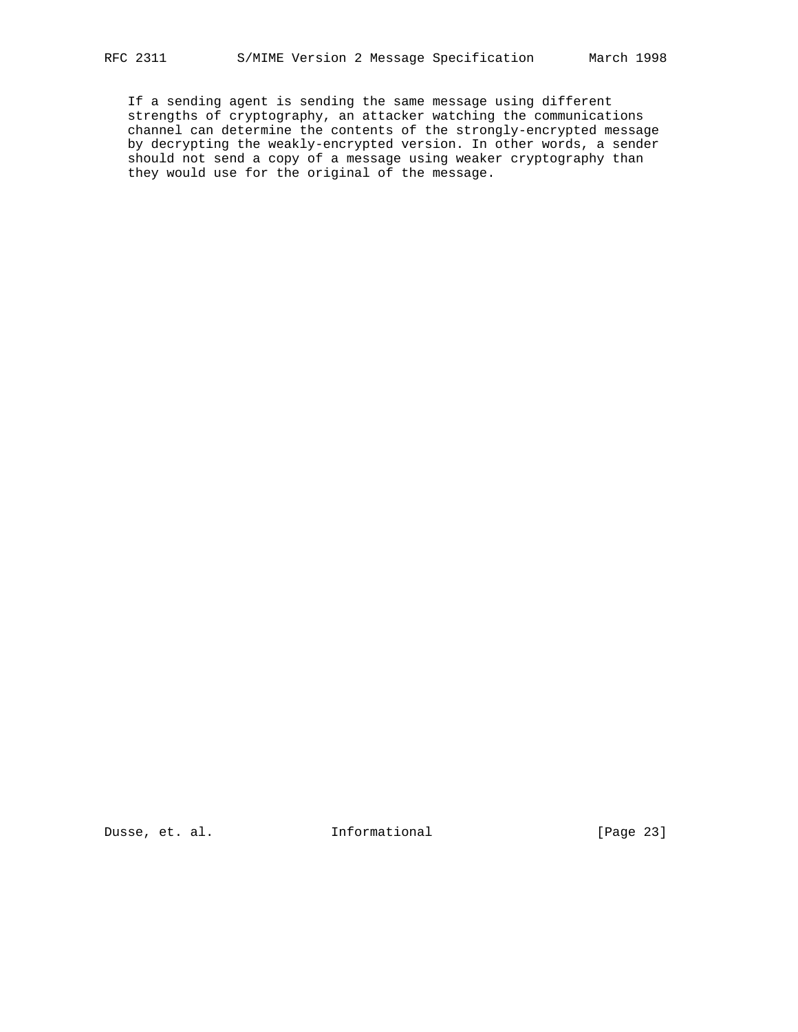If a sending agent is sending the same message using different strengths of cryptography, an attacker watching the communications channel can determine the contents of the strongly-encrypted message by decrypting the weakly-encrypted version. In other words, a sender should not send a copy of a message using weaker cryptography than they would use for the original of the message.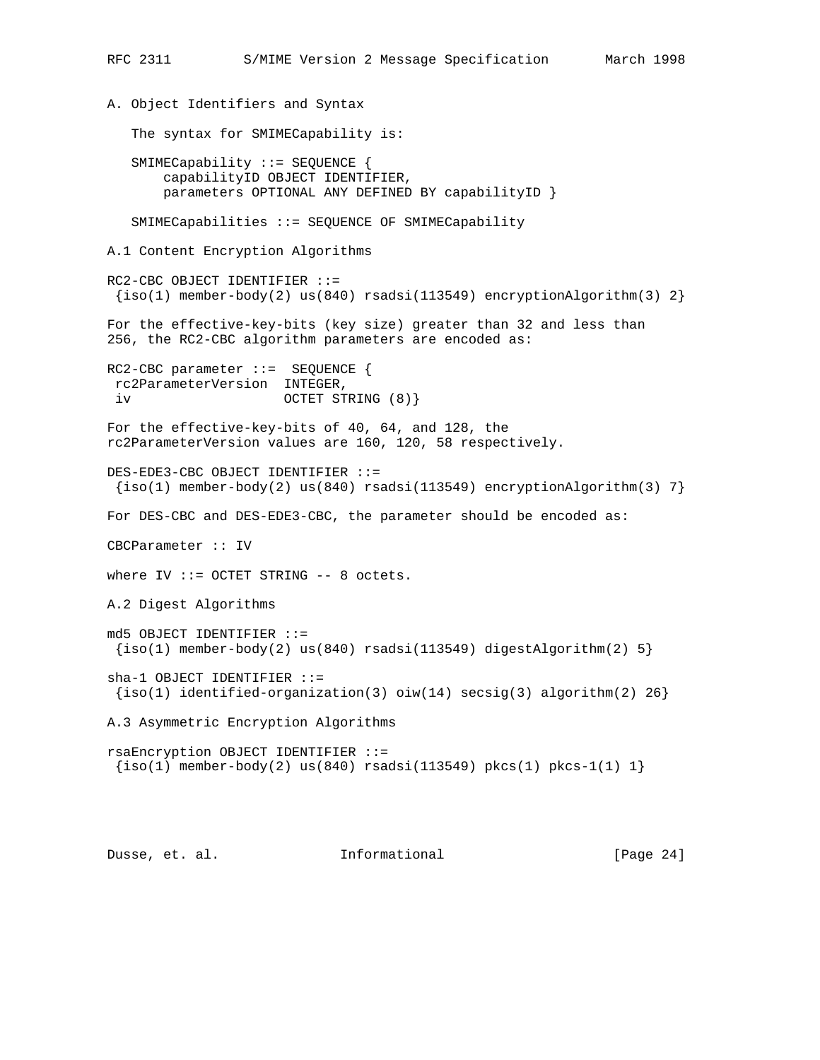## A. Object Identifiers and Syntax

The syntax for SMIMECapability is:

```
SMIMECapability ::= SEQUENCE {
    capabilityID OBJECT IDENTIFIER,
    parameters OPTIONAL ANY DEFINED BY capabilityID }

SMIMECapabilities ::= SEQUENCE OF SMIMECapability
```

### A.1 Content Encryption Algorithms

```
RC2-CBC OBJECT IDENTIFIER ::=
 {iso(1) member-body(2) us(840) rsadsi(113549) encryptionAlgorithm(3) 2}
```

For the effective-key-bits (key size) greater than 32 and less than 256, the RC2-CBC algorithm parameters are encoded as:

```
RC2-CBC parameter ::=  SEQUENCE {
 rc2ParameterVersion  INTEGER,
 iv                   OCTET STRING (8)}
```

For the effective-key-bits of 40, 64, and 128, the rc2ParameterVersion values are 160, 120, 58 respectively.

```
DES-EDE3-CBC OBJECT IDENTIFIER ::=
 {iso(1) member-body(2) us(840) rsadsi(113549) encryptionAlgorithm(3) 7}
```

For DES-CBC and DES-EDE3-CBC, the parameter should be encoded as:

```
CBCParameter :: IV
```

where IV ::= OCTET STRING -- 8 octets.

### A.2 Digest Algorithms

```
md5 OBJECT IDENTIFIER ::=
 {iso(1) member-body(2) us(840) rsadsi(113549) digestAlgorithm(2) 5}

sha-1 OBJECT IDENTIFIER ::=
 {iso(1) identified-organization(3) oiw(14) secsig(3) algorithm(2) 26}
```

### A.3 Asymmetric Encryption Algorithms

```
rsaEncryption OBJECT IDENTIFIER ::=
 {iso(1) member-body(2) us(840) rsadsi(113549) pkcs(1) pkcs-1(1) 1}
```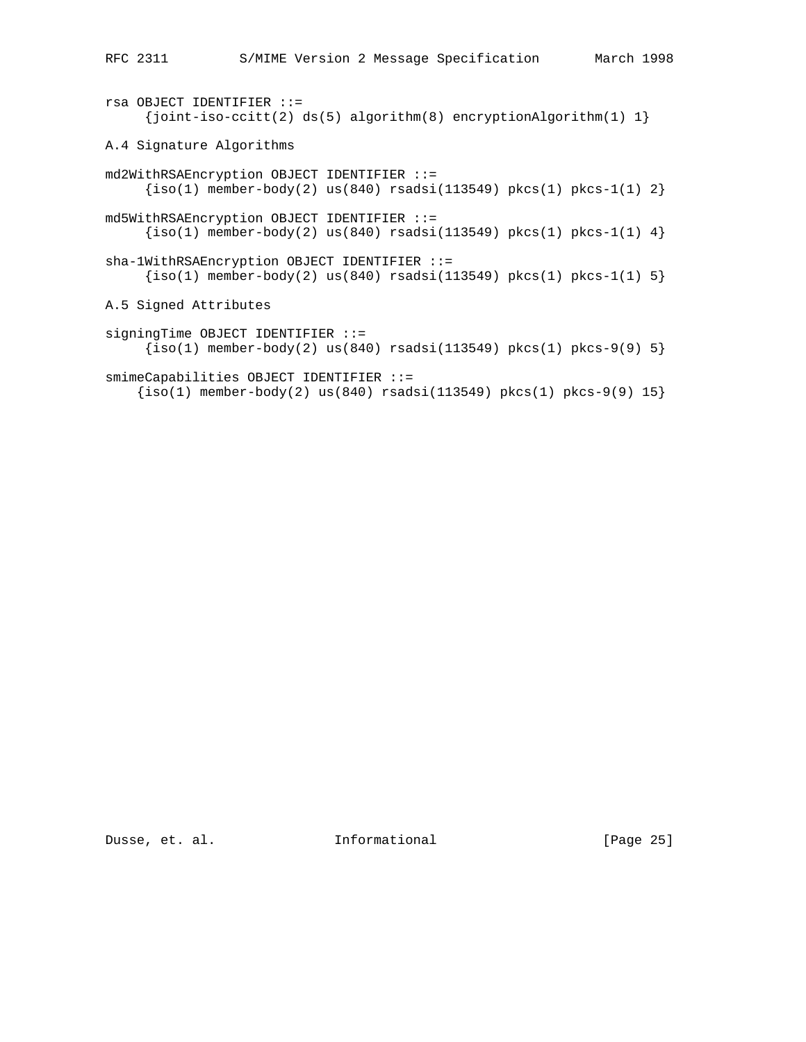```
rsa OBJECT IDENTIFIER ::=
     {joint-iso-ccitt(2) ds(5) algorithm(8) encryptionAlgorithm(1) 1}
```

### A.4 Signature Algorithms

```
md2WithRSAEncryption OBJECT IDENTIFIER ::=
     {iso(1) member-body(2) us(840) rsadsi(113549) pkcs(1) pkcs-1(1) 2}

md5WithRSAEncryption OBJECT IDENTIFIER ::=
     {iso(1) member-body(2) us(840) rsadsi(113549) pkcs(1) pkcs-1(1) 4}

sha-1WithRSAEncryption OBJECT IDENTIFIER ::=
     {iso(1) member-body(2) us(840) rsadsi(113549) pkcs(1) pkcs-1(1) 5}
```

### A.5 Signed Attributes

```
signingTime OBJECT IDENTIFIER ::=
     {iso(1) member-body(2) us(840) rsadsi(113549) pkcs(1) pkcs-9(9) 5}

smimeCapabilities OBJECT IDENTIFIER ::=
    {iso(1) member-body(2) us(840) rsadsi(113549) pkcs(1) pkcs-9(9) 15}
```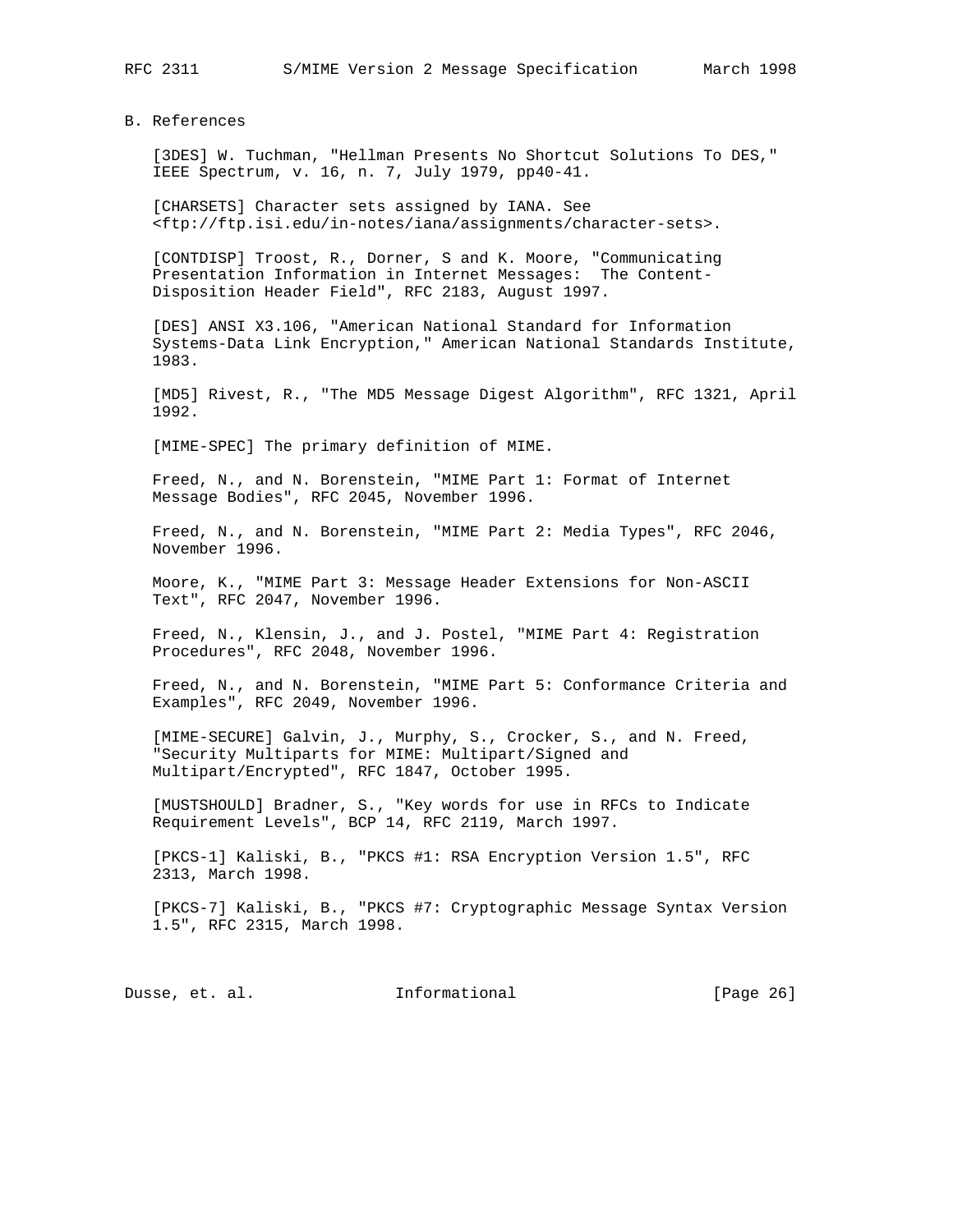## B. References

[3DES] W. Tuchman, "Hellman Presents No Shortcut Solutions To DES," IEEE Spectrum, v. 16, n. 7, July 1979, pp40-41.

[CHARSETS] Character sets assigned by IANA. See <ftp://ftp.isi.edu/in-notes/iana/assignments/character-sets>.

[CONTDISP] Troost, R., Dorner, S and K. Moore, "Communicating Presentation Information in Internet Messages: The Content-Disposition Header Field", RFC 2183, August 1997.

[DES] ANSI X3.106, "American National Standard for Information Systems-Data Link Encryption," American National Standards Institute, 1983.

[MD5] Rivest, R., "The MD5 Message Digest Algorithm", RFC 1321, April 1992.

[MIME-SPEC] The primary definition of MIME.

Freed, N., and N. Borenstein, "MIME Part 1: Format of Internet Message Bodies", RFC 2045, November 1996.

Freed, N., and N. Borenstein, "MIME Part 2: Media Types", RFC 2046, November 1996.

Moore, K., "MIME Part 3: Message Header Extensions for Non-ASCII Text", RFC 2047, November 1996.

Freed, N., Klensin, J., and J. Postel, "MIME Part 4: Registration Procedures", RFC 2048, November 1996.

Freed, N., and N. Borenstein, "MIME Part 5: Conformance Criteria and Examples", RFC 2049, November 1996.

[MIME-SECURE] Galvin, J., Murphy, S., Crocker, S., and N. Freed, "Security Multiparts for MIME: Multipart/Signed and Multipart/Encrypted", RFC 1847, October 1995.

[MUSTSHOULD] Bradner, S., "Key words for use in RFCs to Indicate Requirement Levels", BCP 14, RFC 2119, March 1997.

[PKCS-1] Kaliski, B., "PKCS #1: RSA Encryption Version 1.5", RFC 2313, March 1998.

[PKCS-7] Kaliski, B., "PKCS #7: Cryptographic Message Syntax Version 1.5", RFC 2315, March 1998.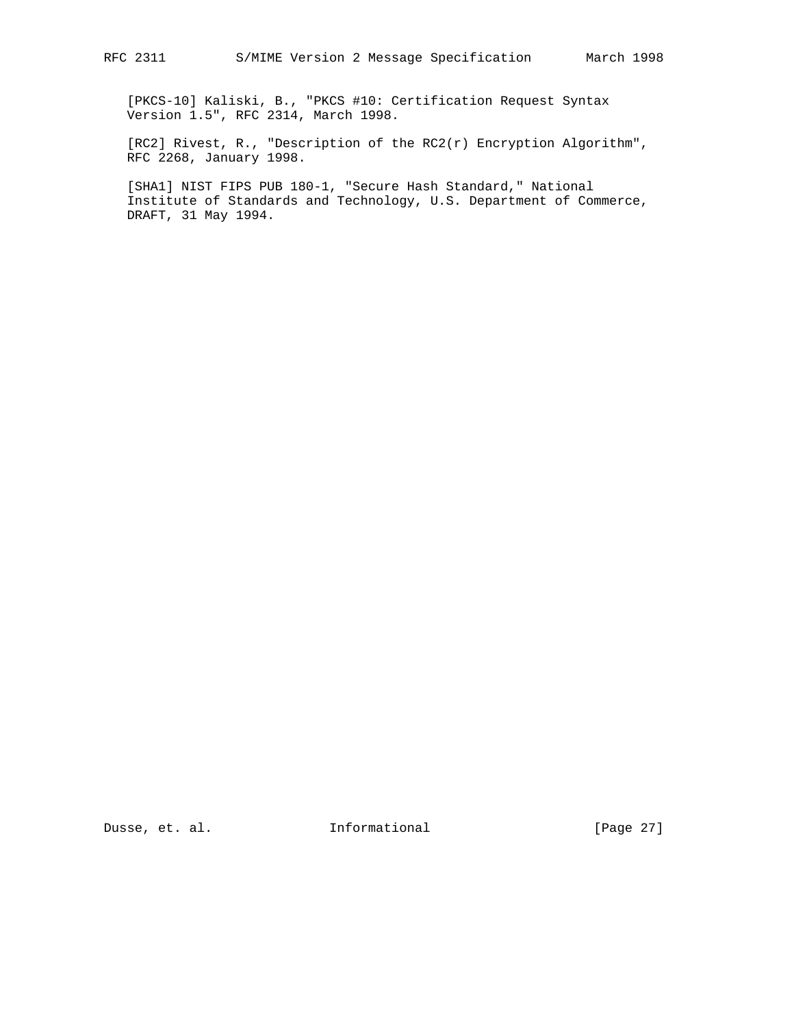[PKCS-10] Kaliski, B., "PKCS #10: Certification Request Syntax Version 1.5", RFC 2314, March 1998.

[RC2] Rivest, R., "Description of the RC2(r) Encryption Algorithm", RFC 2268, January 1998.

[SHA1] NIST FIPS PUB 180-1, "Secure Hash Standard," National Institute of Standards and Technology, U.S. Department of Commerce, DRAFT, 31 May 1994.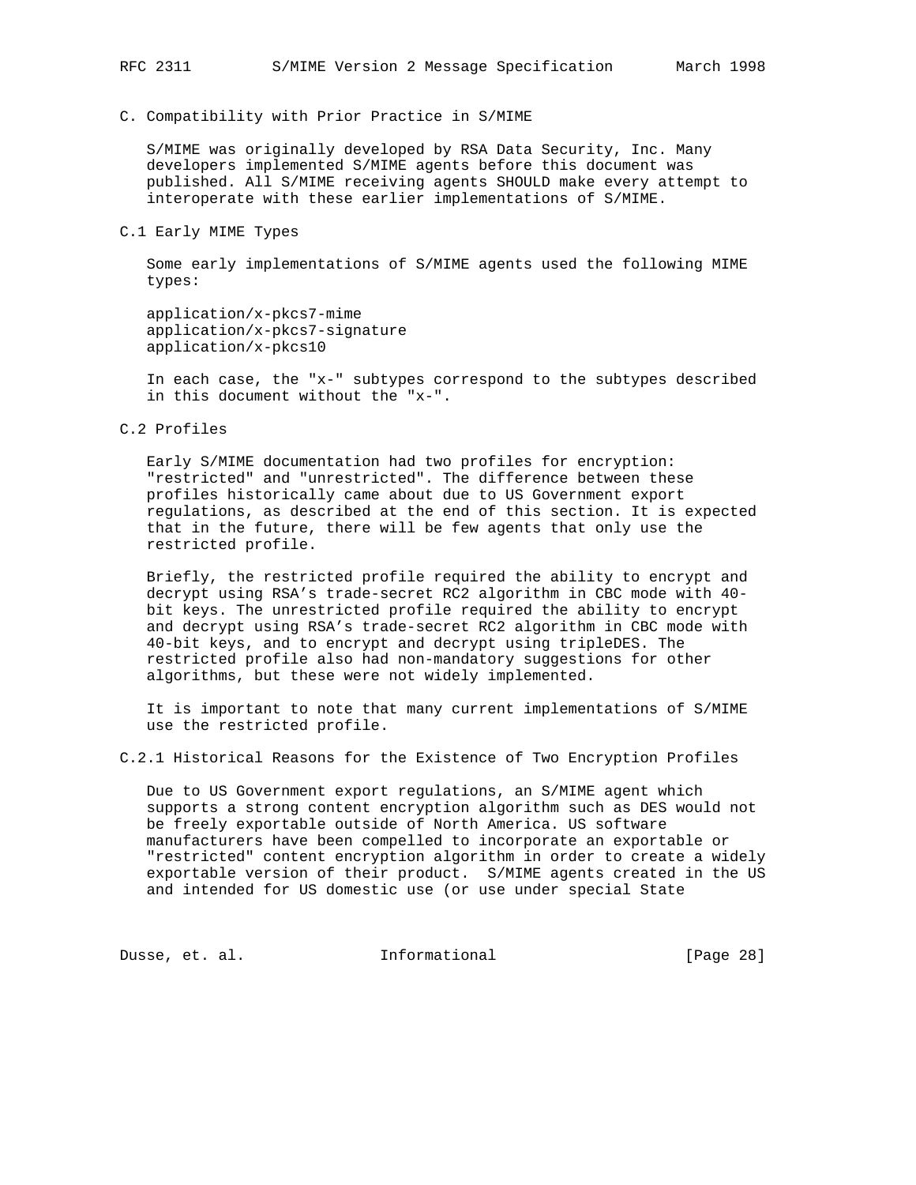## C. Compatibility with Prior Practice in S/MIME

S/MIME was originally developed by RSA Data Security, Inc. Many developers implemented S/MIME agents before this document was published. All S/MIME receiving agents SHOULD make every attempt to interoperate with these earlier implementations of S/MIME.

### C.1 Early MIME Types

Some early implementations of S/MIME agents used the following MIME types:

application/x-pkcs7-mime
application/x-pkcs7-signature
application/x-pkcs10

In each case, the "x-" subtypes correspond to the subtypes described in this document without the "x-".

### C.2 Profiles

Early S/MIME documentation had two profiles for encryption: "restricted" and "unrestricted". The difference between these profiles historically came about due to US Government export regulations, as described at the end of this section. It is expected that in the future, there will be few agents that only use the restricted profile.

Briefly, the restricted profile required the ability to encrypt and decrypt using RSA's trade-secret RC2 algorithm in CBC mode with 40-bit keys. The unrestricted profile required the ability to encrypt and decrypt using RSA's trade-secret RC2 algorithm in CBC mode with 40-bit keys, and to encrypt and decrypt using tripleDES. The restricted profile also had non-mandatory suggestions for other algorithms, but these were not widely implemented.

It is important to note that many current implementations of S/MIME use the restricted profile.

#### C.2.1 Historical Reasons for the Existence of Two Encryption Profiles

Due to US Government export regulations, an S/MIME agent which supports a strong content encryption algorithm such as DES would not be freely exportable outside of North America. US software manufacturers have been compelled to incorporate an exportable or "restricted" content encryption algorithm in order to create a widely exportable version of their product. S/MIME agents created in the US and intended for US domestic use (or use under special State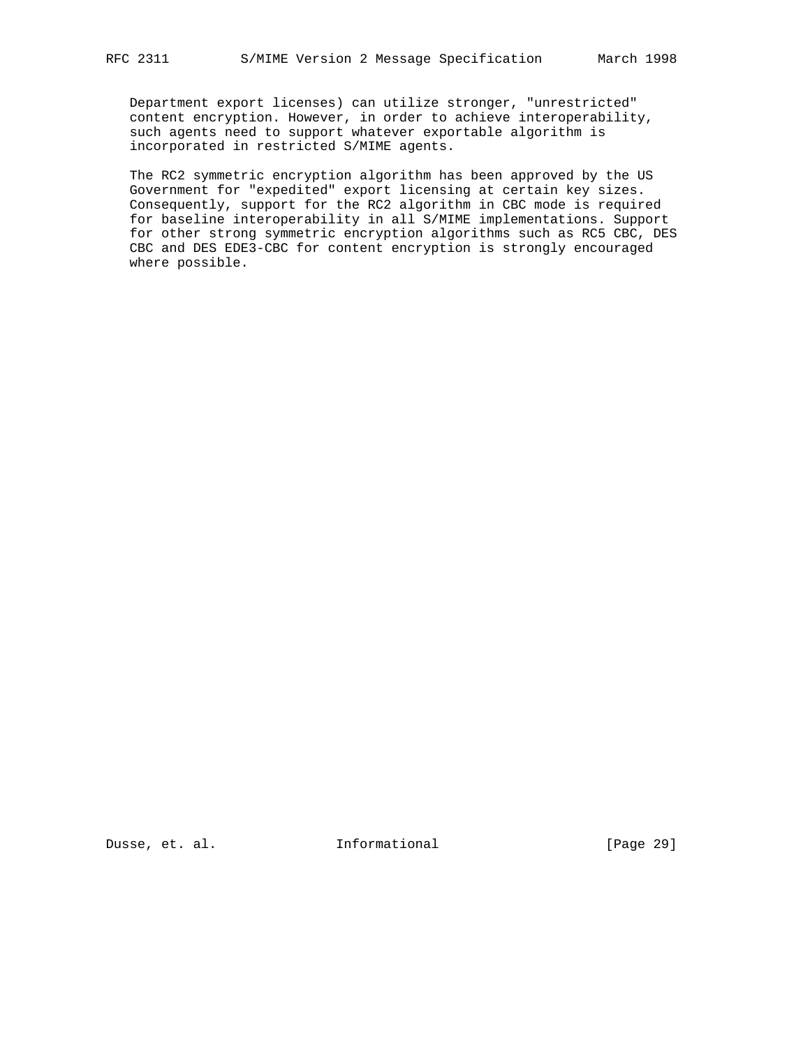Department export licenses) can utilize stronger, "unrestricted" content encryption. However, in order to achieve interoperability, such agents need to support whatever exportable algorithm is incorporated in restricted S/MIME agents.

The RC2 symmetric encryption algorithm has been approved by the US Government for "expedited" export licensing at certain key sizes. Consequently, support for the RC2 algorithm in CBC mode is required for baseline interoperability in all S/MIME implementations. Support for other strong symmetric encryption algorithms such as RC5 CBC, DES CBC and DES EDE3-CBC for content encryption is strongly encouraged where possible.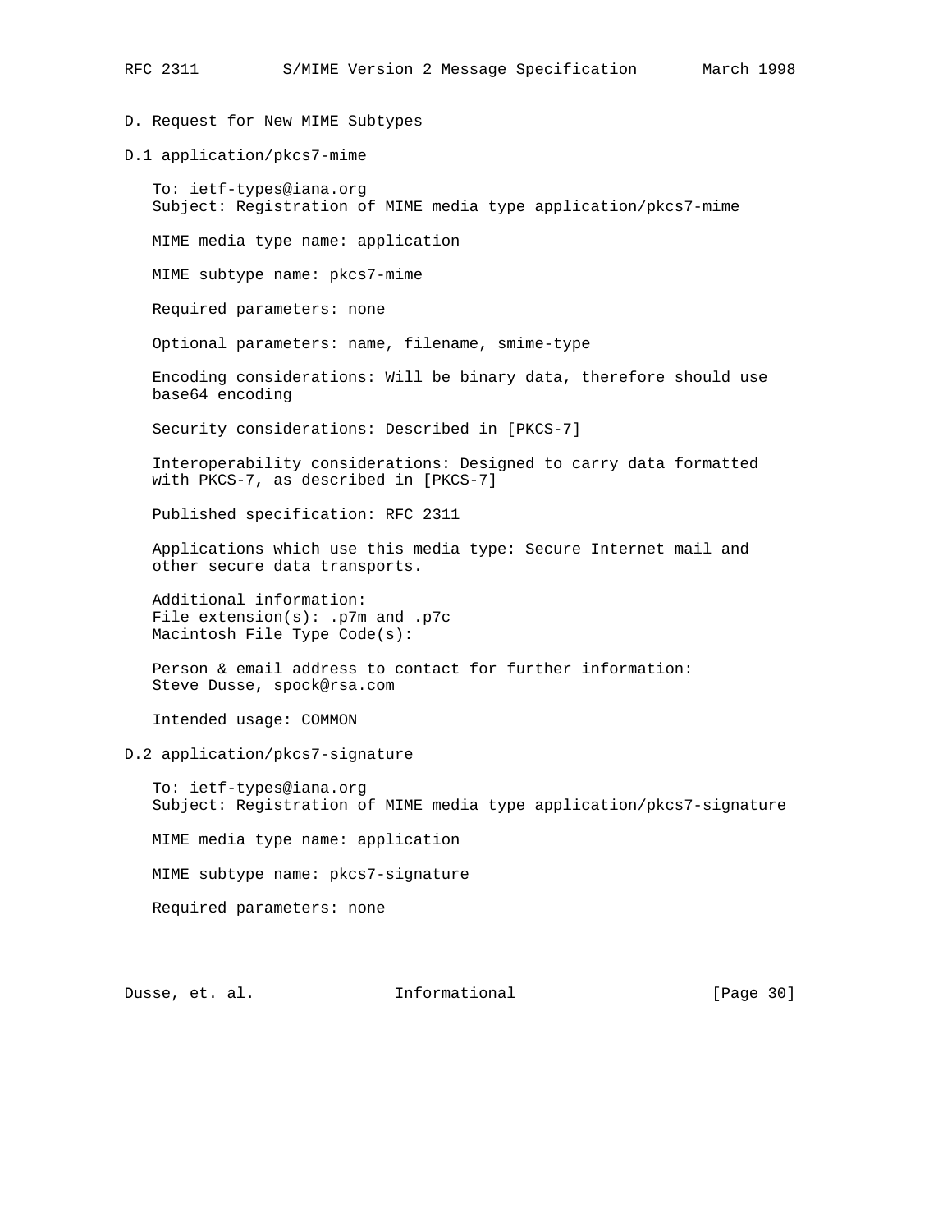## D. Request for New MIME Subtypes

### D.1 application/pkcs7-mime

To: ietf-types@iana.org
Subject: Registration of MIME media type application/pkcs7-mime

MIME media type name: application

MIME subtype name: pkcs7-mime

Required parameters: none

Optional parameters: name, filename, smime-type

Encoding considerations: Will be binary data, therefore should use base64 encoding

Security considerations: Described in [PKCS-7]

Interoperability considerations: Designed to carry data formatted with PKCS-7, as described in [PKCS-7]

Published specification: RFC 2311

Applications which use this media type: Secure Internet mail and other secure data transports.

Additional information:
File extension(s): .p7m and .p7c
Macintosh File Type Code(s):

Person & email address to contact for further information:
Steve Dusse, spock@rsa.com

Intended usage: COMMON

### D.2 application/pkcs7-signature

To: ietf-types@iana.org
Subject: Registration of MIME media type application/pkcs7-signature

MIME media type name: application

MIME subtype name: pkcs7-signature

Required parameters: none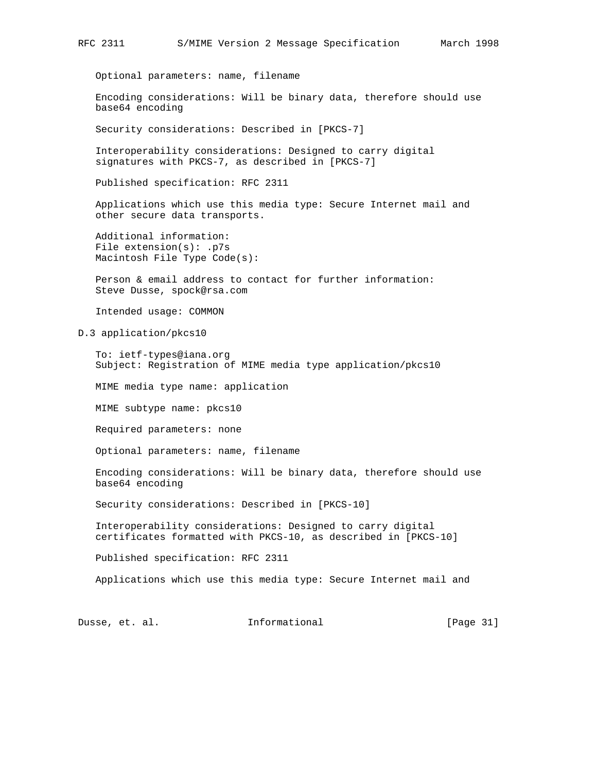Optional parameters: name, filename

Encoding considerations: Will be binary data, therefore should use base64 encoding

Security considerations: Described in [PKCS-7]

Interoperability considerations: Designed to carry digital signatures with PKCS-7, as described in [PKCS-7]

Published specification: RFC 2311

Applications which use this media type: Secure Internet mail and other secure data transports.

Additional information:
File extension(s): .p7s
Macintosh File Type Code(s):

Person & email address to contact for further information:
Steve Dusse, spock@rsa.com

Intended usage: COMMON

### D.3 application/pkcs10

To: ietf-types@iana.org
Subject: Registration of MIME media type application/pkcs10

MIME media type name: application

MIME subtype name: pkcs10

Required parameters: none

Optional parameters: name, filename

Encoding considerations: Will be binary data, therefore should use base64 encoding

Security considerations: Described in [PKCS-10]

Interoperability considerations: Designed to carry digital certificates formatted with PKCS-10, as described in [PKCS-10]

Published specification: RFC 2311

Applications which use this media type: Secure Internet mail and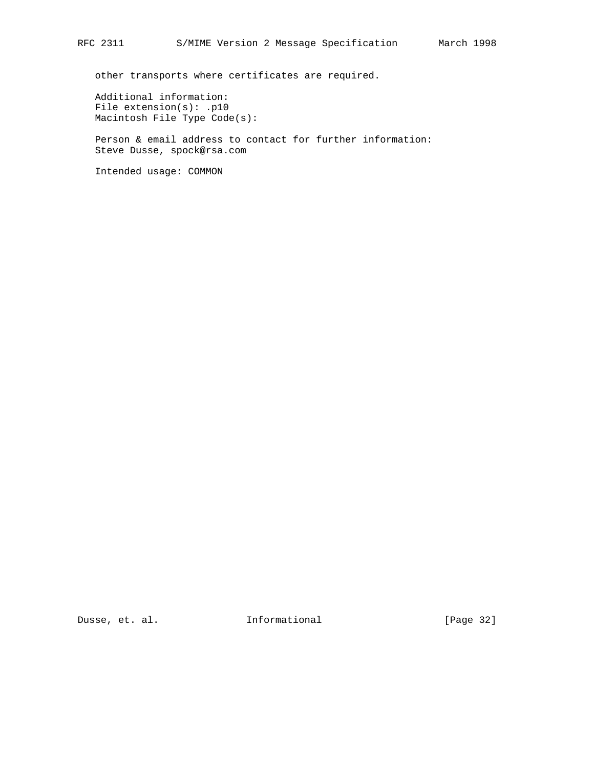other transports where certificates are required.

Additional information:
File extension(s): .p10
Macintosh File Type Code(s):

Person & email address to contact for further information:
Steve Dusse, spock@rsa.com

Intended usage: COMMON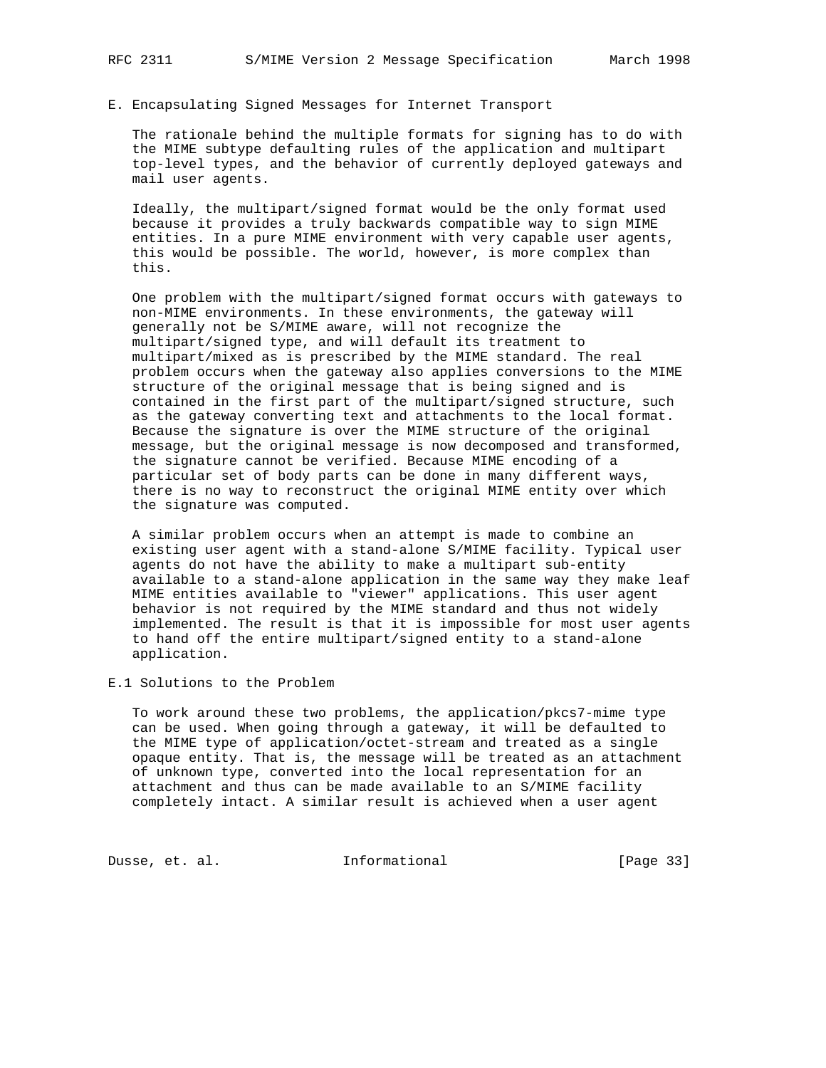## E. Encapsulating Signed Messages for Internet Transport

The rationale behind the multiple formats for signing has to do with the MIME subtype defaulting rules of the application and multipart top-level types, and the behavior of currently deployed gateways and mail user agents.

Ideally, the multipart/signed format would be the only format used because it provides a truly backwards compatible way to sign MIME entities. In a pure MIME environment with very capable user agents, this would be possible. The world, however, is more complex than this.

One problem with the multipart/signed format occurs with gateways to non-MIME environments. In these environments, the gateway will generally not be S/MIME aware, will not recognize the multipart/signed type, and will default its treatment to multipart/mixed as is prescribed by the MIME standard. The real problem occurs when the gateway also applies conversions to the MIME structure of the original message that is being signed and is contained in the first part of the multipart/signed structure, such as the gateway converting text and attachments to the local format. Because the signature is over the MIME structure of the original message, but the original message is now decomposed and transformed, the signature cannot be verified. Because MIME encoding of a particular set of body parts can be done in many different ways, there is no way to reconstruct the original MIME entity over which the signature was computed.

A similar problem occurs when an attempt is made to combine an existing user agent with a stand-alone S/MIME facility. Typical user agents do not have the ability to make a multipart sub-entity available to a stand-alone application in the same way they make leaf MIME entities available to "viewer" applications. This user agent behavior is not required by the MIME standard and thus not widely implemented. The result is that it is impossible for most user agents to hand off the entire multipart/signed entity to a stand-alone application.

### E.1 Solutions to the Problem

To work around these two problems, the application/pkcs7-mime type can be used. When going through a gateway, it will be defaulted to the MIME type of application/octet-stream and treated as a single opaque entity. That is, the message will be treated as an attachment of unknown type, converted into the local representation for an attachment and thus can be made available to an S/MIME facility completely intact. A similar result is achieved when a user agent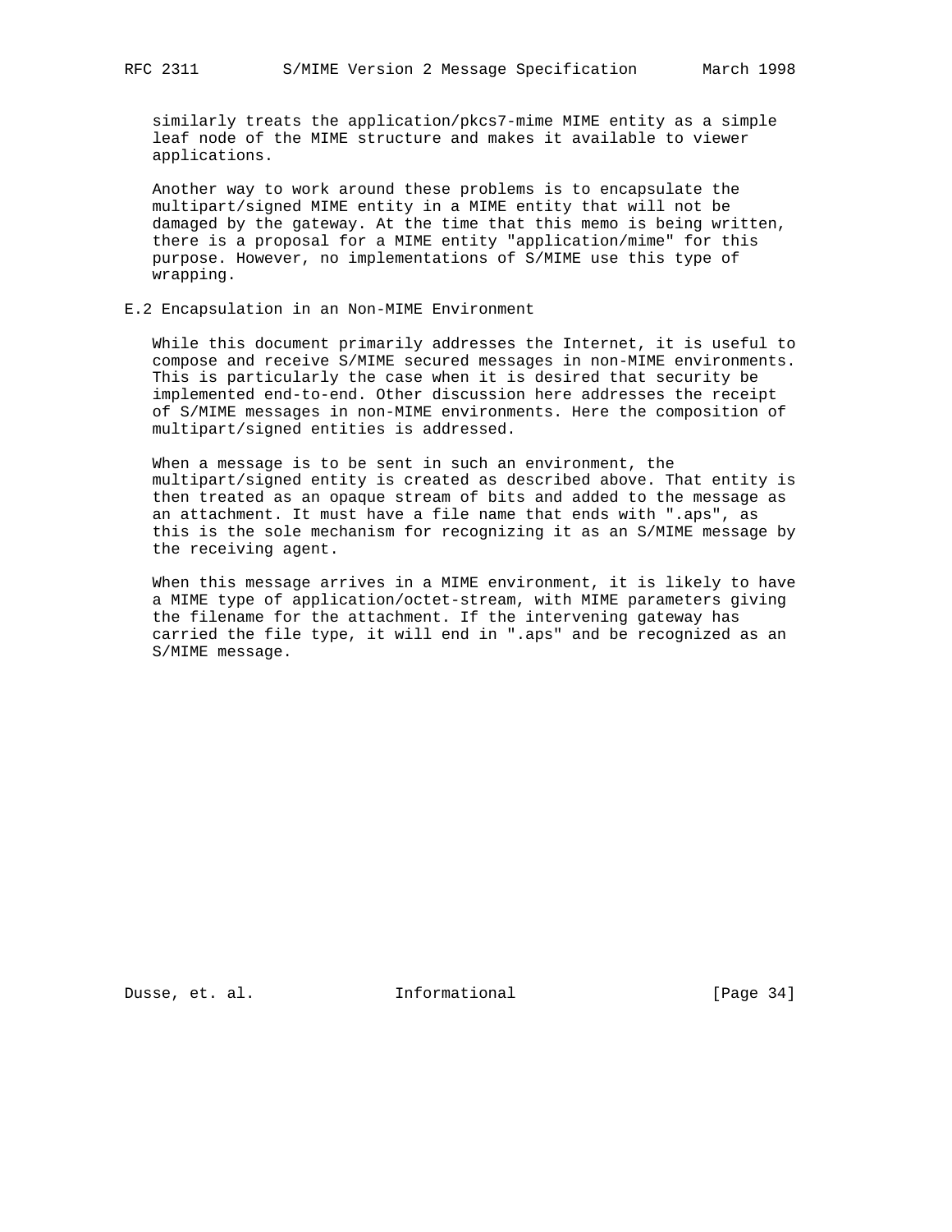similarly treats the application/pkcs7-mime MIME entity as a simple leaf node of the MIME structure and makes it available to viewer applications.

Another way to work around these problems is to encapsulate the multipart/signed MIME entity in a MIME entity that will not be damaged by the gateway. At the time that this memo is being written, there is a proposal for a MIME entity "application/mime" for this purpose. However, no implementations of S/MIME use this type of wrapping.

## E.2 Encapsulation in an Non-MIME Environment

While this document primarily addresses the Internet, it is useful to compose and receive S/MIME secured messages in non-MIME environments. This is particularly the case when it is desired that security be implemented end-to-end. Other discussion here addresses the receipt of S/MIME messages in non-MIME environments. Here the composition of multipart/signed entities is addressed.

When a message is to be sent in such an environment, the multipart/signed entity is created as described above. That entity is then treated as an opaque stream of bits and added to the message as an attachment. It must have a file name that ends with ".aps", as this is the sole mechanism for recognizing it as an S/MIME message by the receiving agent.

When this message arrives in a MIME environment, it is likely to have a MIME type of application/octet-stream, with MIME parameters giving the filename for the attachment. If the intervening gateway has carried the file type, it will end in ".aps" and be recognized as an S/MIME message.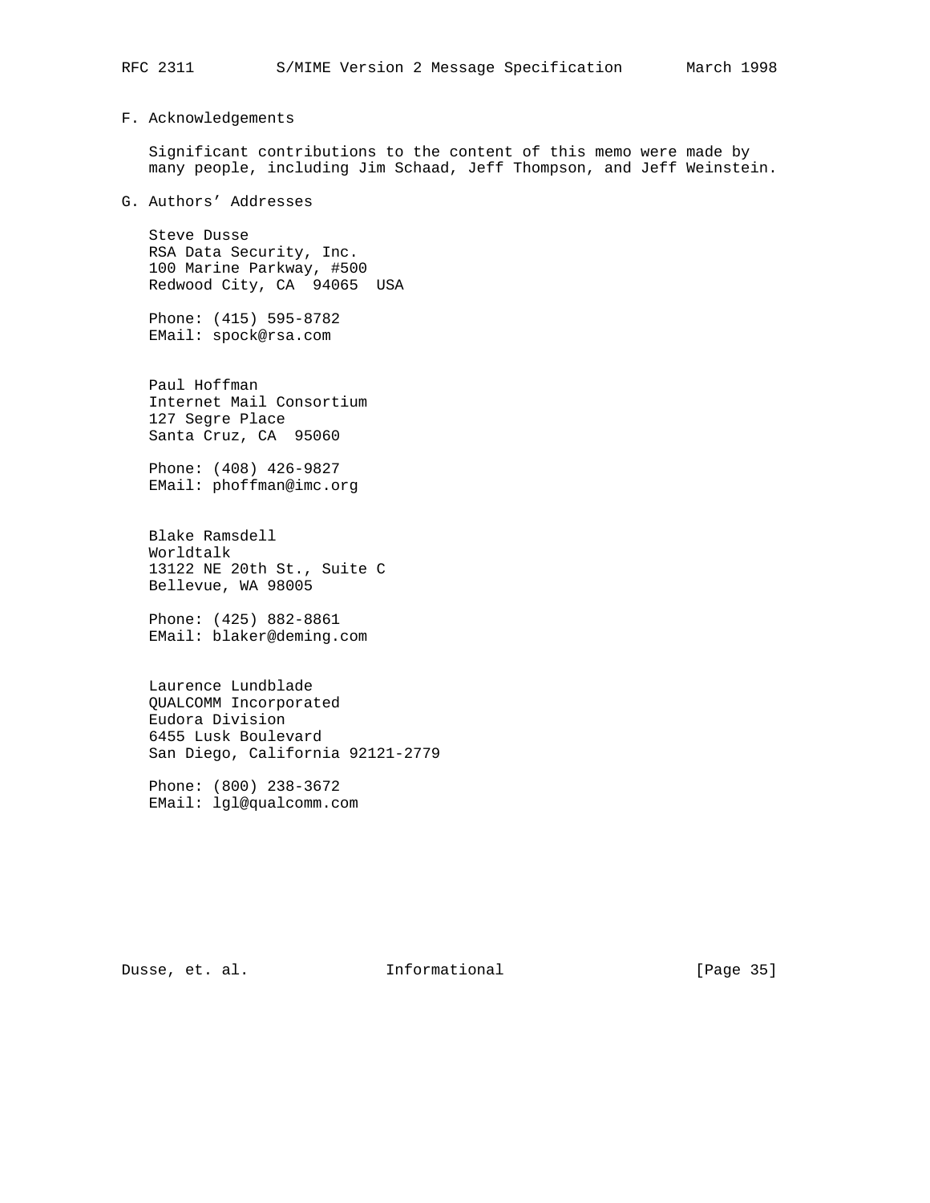## F. Acknowledgements

Significant contributions to the content of this memo were made by many people, including Jim Schaad, Jeff Thompson, and Jeff Weinstein.

## G. Authors' Addresses

Steve Dusse
RSA Data Security, Inc.
100 Marine Parkway, #500
Redwood City, CA  94065  USA

Phone: (415) 595-8782
EMail: spock@rsa.com

Paul Hoffman
Internet Mail Consortium
127 Segre Place
Santa Cruz, CA  95060

Phone: (408) 426-9827
EMail: phoffman@imc.org

Blake Ramsdell
Worldtalk
13122 NE 20th St., Suite C
Bellevue, WA 98005

Phone: (425) 882-8861
EMail: blaker@deming.com

Laurence Lundblade
QUALCOMM Incorporated
Eudora Division
6455 Lusk Boulevard
San Diego, California 92121-2779

Phone: (800) 238-3672
EMail: lgl@qualcomm.com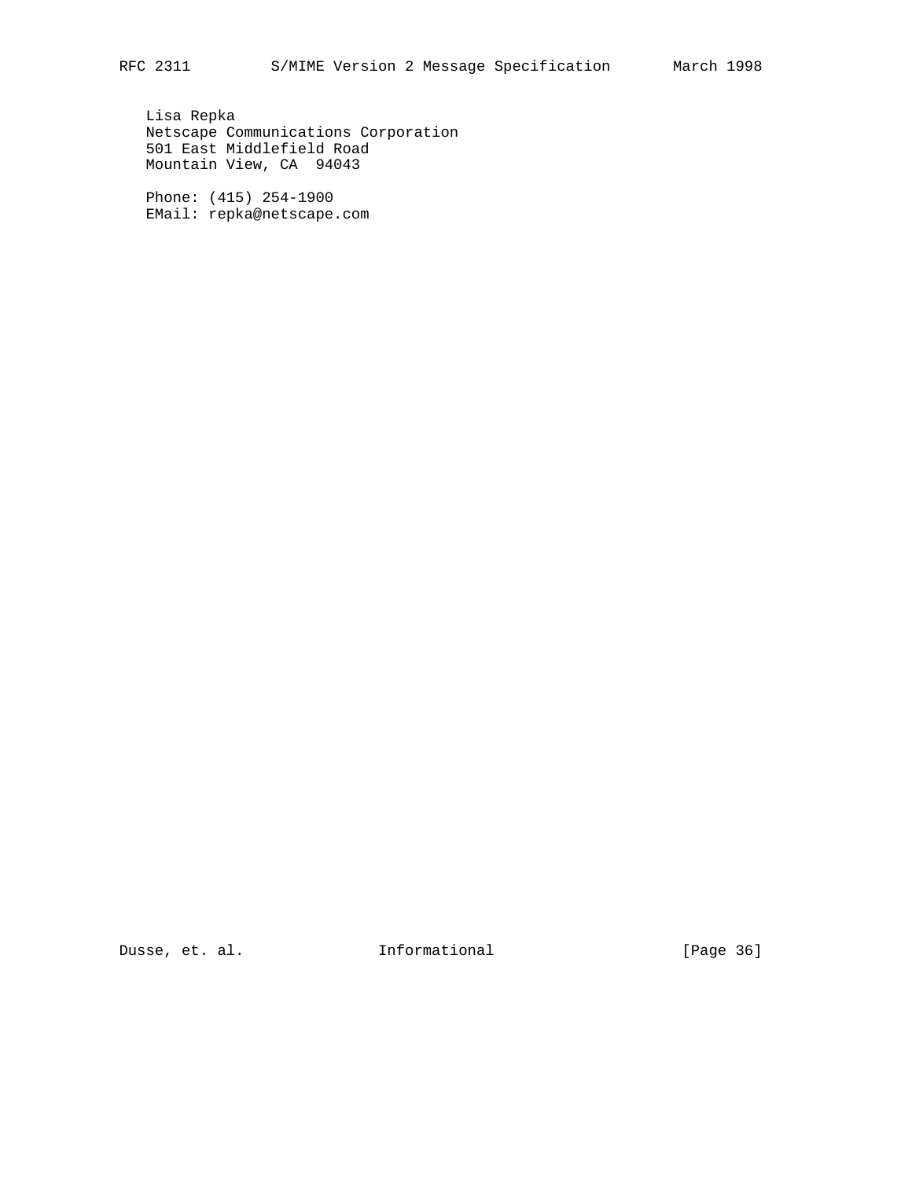Lisa Repka
Netscape Communications Corporation
501 East Middlefield Road
Mountain View, CA  94043

Phone: (415) 254-1900
EMail: repka@netscape.com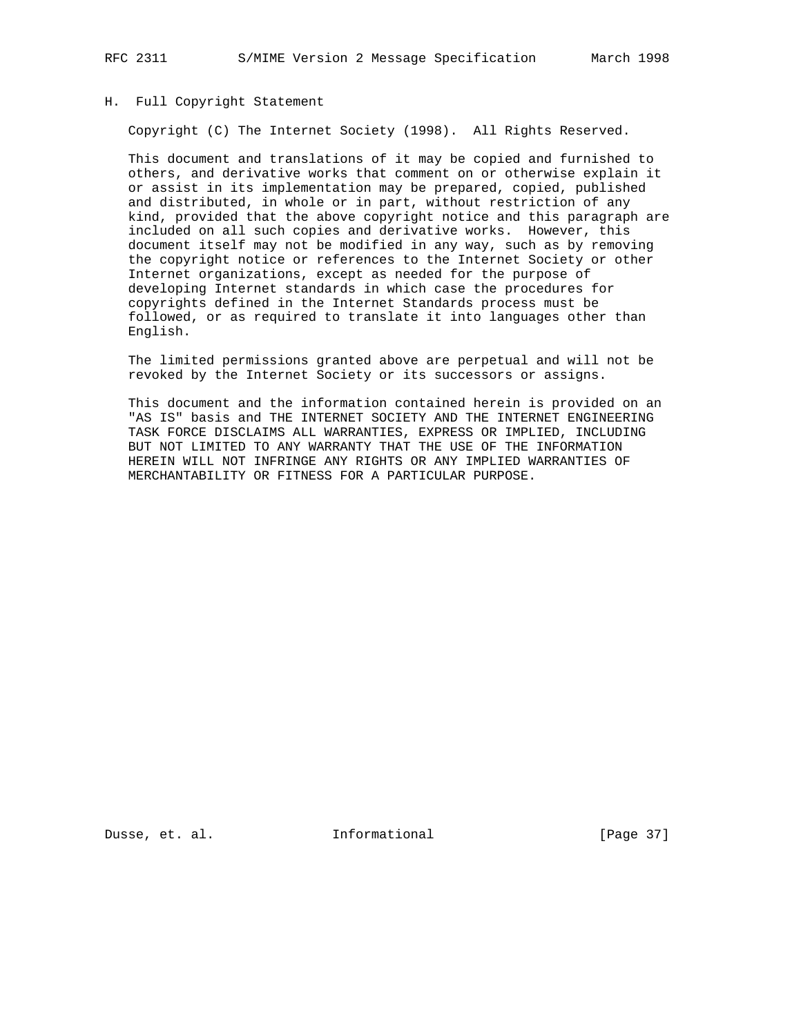## H. Full Copyright Statement

Copyright (C) The Internet Society (1998). All Rights Reserved.

This document and translations of it may be copied and furnished to others, and derivative works that comment on or otherwise explain it or assist in its implementation may be prepared, copied, published and distributed, in whole or in part, without restriction of any kind, provided that the above copyright notice and this paragraph are included on all such copies and derivative works. However, this document itself may not be modified in any way, such as by removing the copyright notice or references to the Internet Society or other Internet organizations, except as needed for the purpose of developing Internet standards in which case the procedures for copyrights defined in the Internet Standards process must be followed, or as required to translate it into languages other than English.

The limited permissions granted above are perpetual and will not be revoked by the Internet Society or its successors or assigns.

This document and the information contained herein is provided on an "AS IS" basis and THE INTERNET SOCIETY AND THE INTERNET ENGINEERING TASK FORCE DISCLAIMS ALL WARRANTIES, EXPRESS OR IMPLIED, INCLUDING BUT NOT LIMITED TO ANY WARRANTY THAT THE USE OF THE INFORMATION HEREIN WILL NOT INFRINGE ANY RIGHTS OR ANY IMPLIED WARRANTIES OF MERCHANTABILITY OR FITNESS FOR A PARTICULAR PURPOSE.